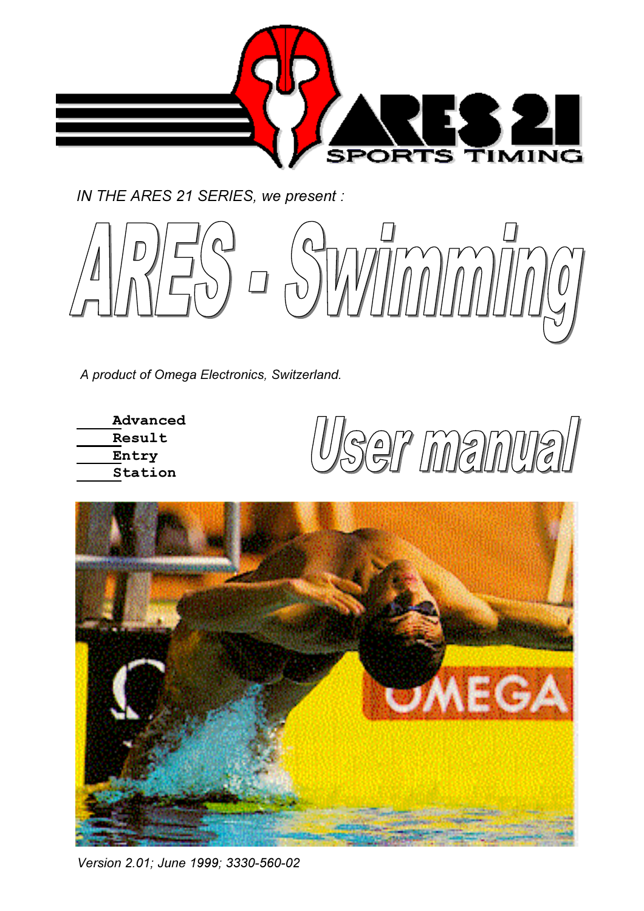ARES 21

SPORTS TIMING

*IN THE ARES 21 SERIES, we present :*

# ARES - Swimming

*A product of Omega Electronics, Switzerland.*

**Advanced**
**Result**
**Entry**
**Station**

# User manual

*Version 2.01; June 1999; 3330-560-02*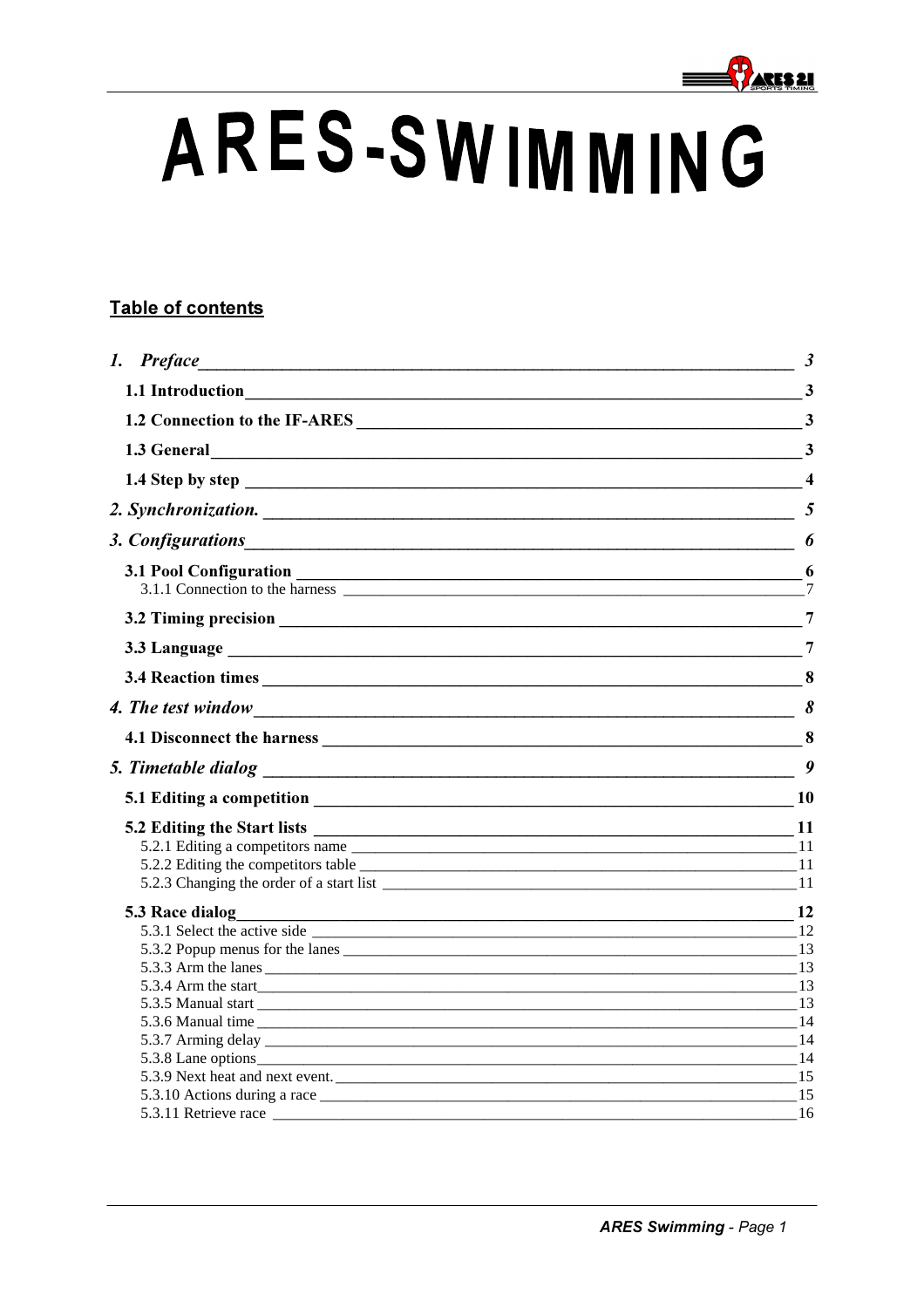# ARES-SWIMMING

## Table of contents

| | |
|---|---|
| ***1. Preface*** | ***3*** |
| **1.1 Introduction** | **3** |
| **1.2 Connection to the IF-ARES** | **3** |
| **1.3 General** | **3** |
| **1.4 Step by step** | **4** |
| ***2. Synchronization.*** | ***5*** |
| ***3. Configurations*** | ***6*** |
| **3.1 Pool Configuration** | **6** |
| 3.1.1 Connection to the harness | 7 |
| **3.2 Timing precision** | **7** |
| **3.3 Language** | **7** |
| **3.4 Reaction times** | **8** |
| ***4. The test window*** | ***8*** |
| **4.1 Disconnect the harness** | **8** |
| ***5. Timetable dialog*** | ***9*** |
| **5.1 Editing a competition** | **10** |
| **5.2 Editing the Start lists** | **11** |
| 5.2.1 Editing a competitors name | 11 |
| 5.2.2 Editing the competitors table | 11 |
| 5.2.3 Changing the order of a start list | 11 |
| **5.3 Race dialog** | **12** |
| 5.3.1 Select the active side | 12 |
| 5.3.2 Popup menus for the lanes | 13 |
| 5.3.3 Arm the lanes | 13 |
| 5.3.4 Arm the start | 13 |
| 5.3.5 Manual start | 13 |
| 5.3.6 Manual time | 14 |
| 5.3.7 Arming delay | 14 |
| 5.3.8 Lane options | 14 |
| 5.3.9 Next heat and next event. | 15 |
| 5.3.10 Actions during a race | 15 |
| 5.3.11 Retrieve race | 16 |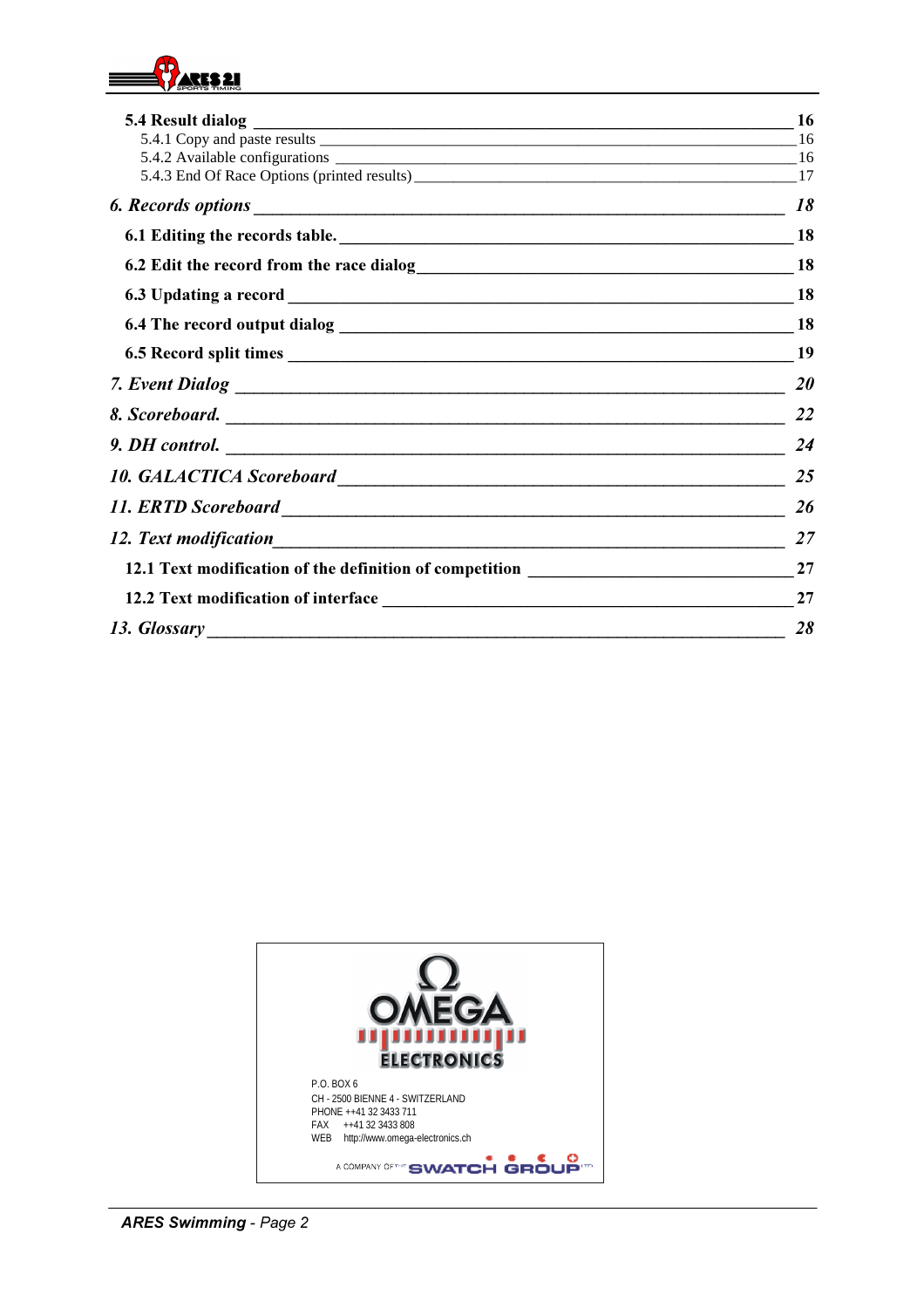**5.4 Result dialog** ______ **16**

5.4.1 Copy and paste results ______ 16

5.4.2 Available configurations ______ 16

5.4.3 End Of Race Options (printed results) ______ 17

***6. Records options*** ______ ***18***

**6.1 Editing the records table.** ______ **18**

**6.2 Edit the record from the race dialog** ______ **18**

**6.3 Updating a record** ______ **18**

**6.4 The record output dialog** ______ **18**

**6.5 Record split times** ______ **19**

***7. Event Dialog*** ______ ***20***

***8. Scoreboard.*** ______ ***22***

***9. DH control.*** ______ ***24***

***10. GALACTICA Scoreboard*** ______ ***25***

***11. ERTD Scoreboard*** ______ ***26***

***12. Text modification*** ______ ***27***

**12.1 Text modification of the definition of competition** ______ **27**

**12.2 Text modification of interface** ______ **27**

***13. Glossary*** ______ ***28***

OMEGA ELECTRONICS

P.O. BOX 6
CH - 2500 BIENNE 4 - SWITZERLAND
PHONE ++41 32 3433 711
FAX ++41 32 3433 808
WEB http://www.omega-electronics.ch

A COMPANY OF THE SWATCH GROUP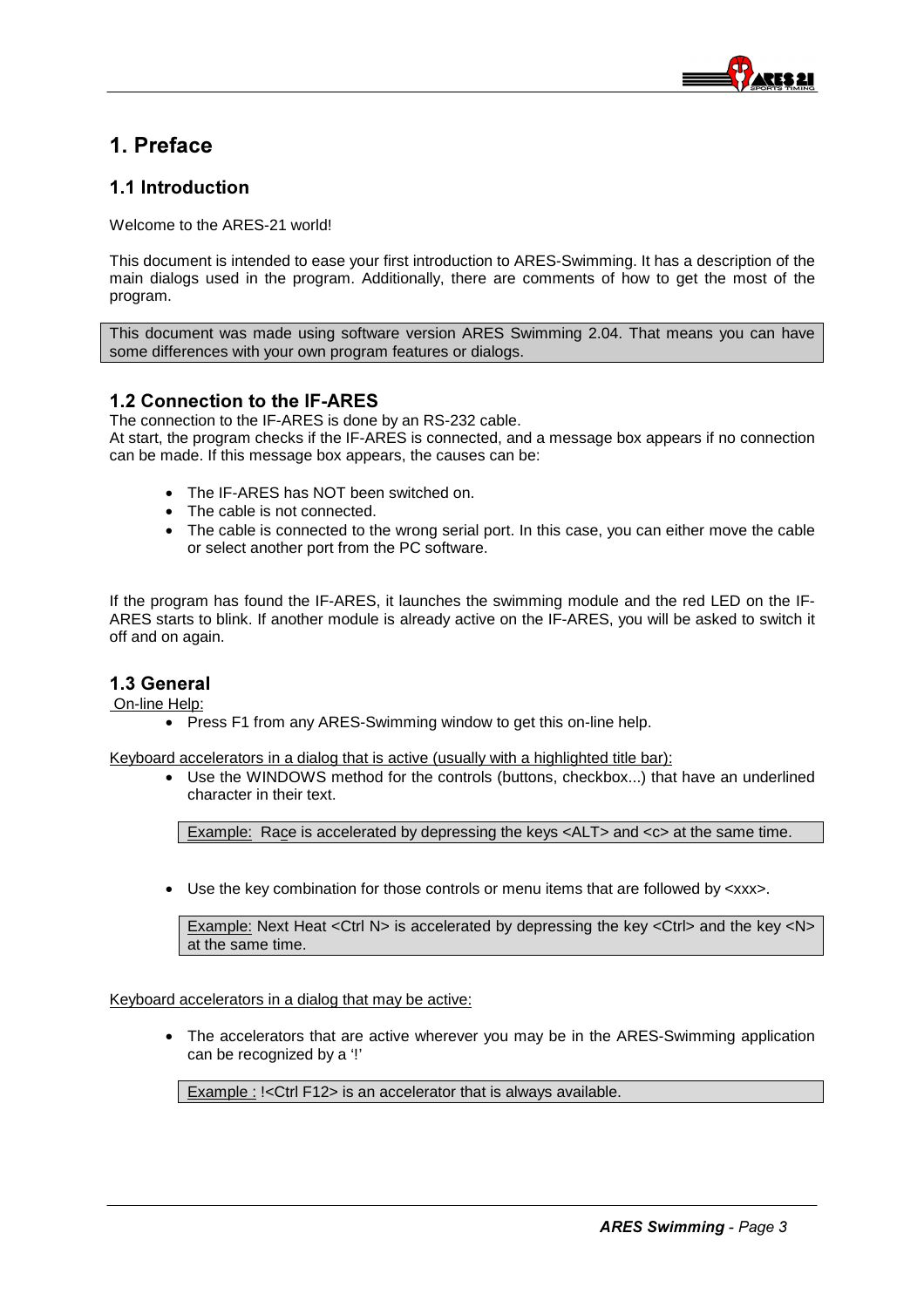# 1. Preface

## 1.1 Introduction

Welcome to the ARES-21 world!

This document is intended to ease your first introduction to ARES-Swimming. It has a description of the main dialogs used in the program. Additionally, there are comments of how to get the most of the program.

> This document was made using software version ARES Swimming 2.04. That means you can have some differences with your own program features or dialogs.

## 1.2 Connection to the IF-ARES

The connection to the IF-ARES is done by an RS-232 cable.
At start, the program checks if the IF-ARES is connected, and a message box appears if no connection can be made. If this message box appears, the causes can be:

- The IF-ARES has NOT been switched on.
- The cable is not connected.
- The cable is connected to the wrong serial port. In this case, you can either move the cable or select another port from the PC software.

If the program has found the IF-ARES, it launches the swimming module and the red LED on the IF-ARES starts to blink. If another module is already active on the IF-ARES, you will be asked to switch it off and on again.

## 1.3 General

On-line Help:

- Press F1 from any ARES-Swimming window to get this on-line help.

Keyboard accelerators in a dialog that is active (usually with a highlighted title bar):

- Use the WINDOWS method for the controls (buttons, checkbox...) that have an underlined character in their text.

  > Example: Race is accelerated by depressing the keys <ALT> and <c> at the same time.

- Use the key combination for those controls or menu items that are followed by <xxx>.

  > Example: Next Heat <Ctrl N> is accelerated by depressing the key <Ctrl> and the key <N> at the same time.

Keyboard accelerators in a dialog that may be active:

- The accelerators that are active wherever you may be in the ARES-Swimming application can be recognized by a '!'

  > Example : !<Ctrl F12> is an accelerator that is always available.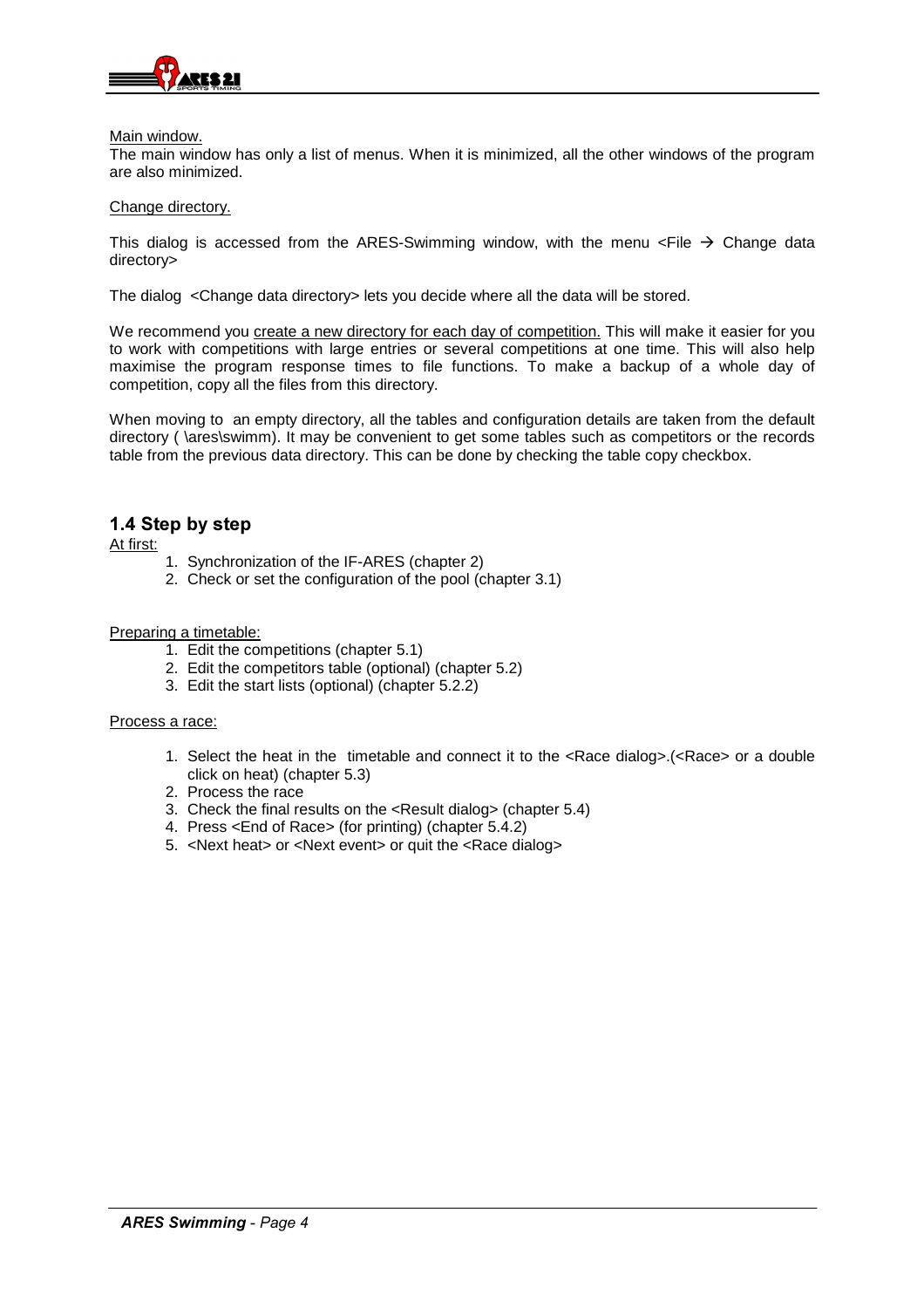Main window.

The main window has only a list of menus. When it is minimized, all the other windows of the program are also minimized.

Change directory.

This dialog is accessed from the ARES-Swimming window, with the menu <File → Change data directory>

The dialog <Change data directory> lets you decide where all the data will be stored.

We recommend you create a new directory for each day of competition. This will make it easier for you to work with competitions with large entries or several competitions at one time. This will also help maximise the program response times to file functions. To make a backup of a whole day of competition, copy all the files from this directory.

When moving to an empty directory, all the tables and configuration details are taken from the default directory ( \ares\swimm). It may be convenient to get some tables such as competitors or the records table from the previous data directory. This can be done by checking the table copy checkbox.

## 1.4 Step by step

At first:

1. Synchronization of the IF-ARES (chapter 2)
2. Check or set the configuration of the pool (chapter 3.1)

Preparing a timetable:

1. Edit the competitions (chapter 5.1)
2. Edit the competitors table (optional) (chapter 5.2)
3. Edit the start lists (optional) (chapter 5.2.2)

Process a race:

1. Select the heat in the timetable and connect it to the <Race dialog>.(<Race> or a double click on heat) (chapter 5.3)
2. Process the race
3. Check the final results on the <Result dialog> (chapter 5.4)
4. Press <End of Race> (for printing) (chapter 5.4.2)
5. <Next heat> or <Next event> or quit the <Race dialog>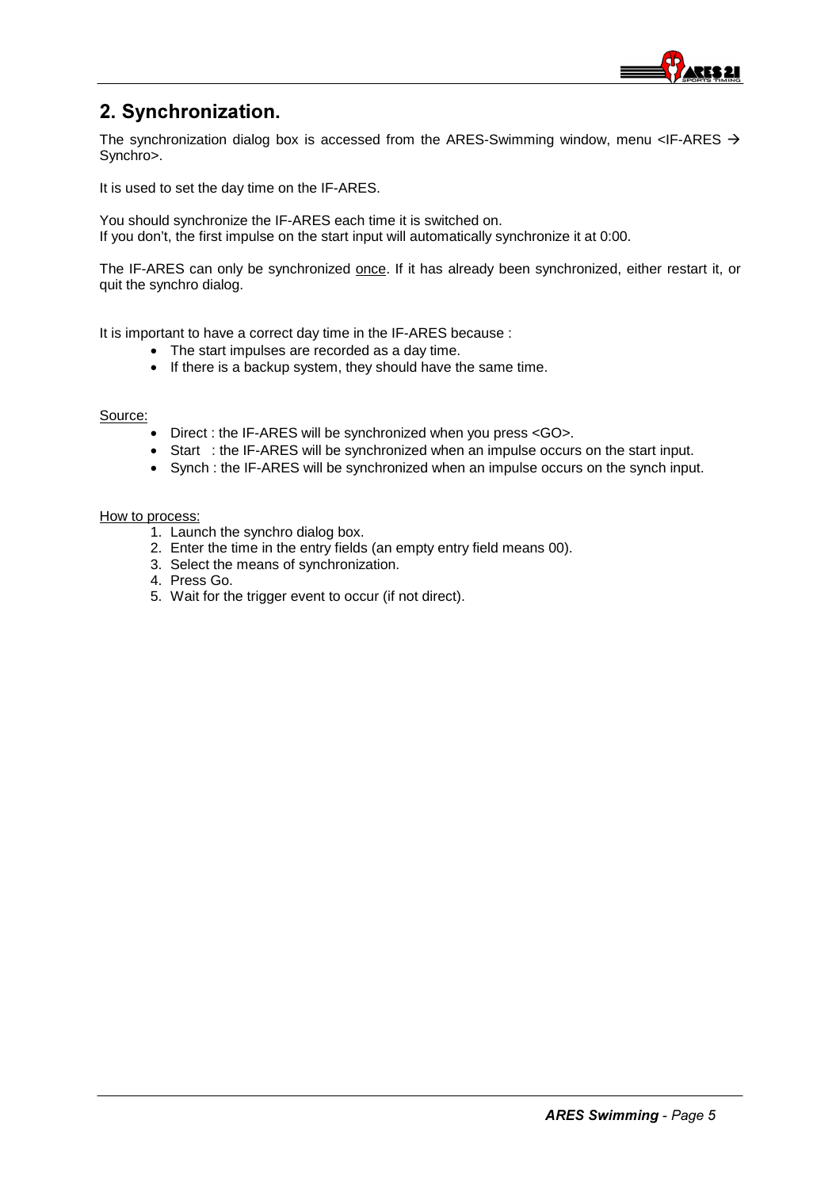## 2. Synchronization.

The synchronization dialog box is accessed from the ARES-Swimming window, menu <IF-ARES → Synchro>.

It is used to set the day time on the IF-ARES.

You should synchronize the IF-ARES each time it is switched on.
If you don't, the first impulse on the start input will automatically synchronize it at 0:00.

The IF-ARES can only be synchronized once. If it has already been synchronized, either restart it, or quit the synchro dialog.

It is important to have a correct day time in the IF-ARES because :

- The start impulses are recorded as a day time.
- If there is a backup system, they should have the same time.

Source:

- Direct : the IF-ARES will be synchronized when you press <GO>.
- Start : the IF-ARES will be synchronized when an impulse occurs on the start input.
- Synch : the IF-ARES will be synchronized when an impulse occurs on the synch input.

How to process:

1. Launch the synchro dialog box.
2. Enter the time in the entry fields (an empty entry field means 00).
3. Select the means of synchronization.
4. Press Go.
5. Wait for the trigger event to occur (if not direct).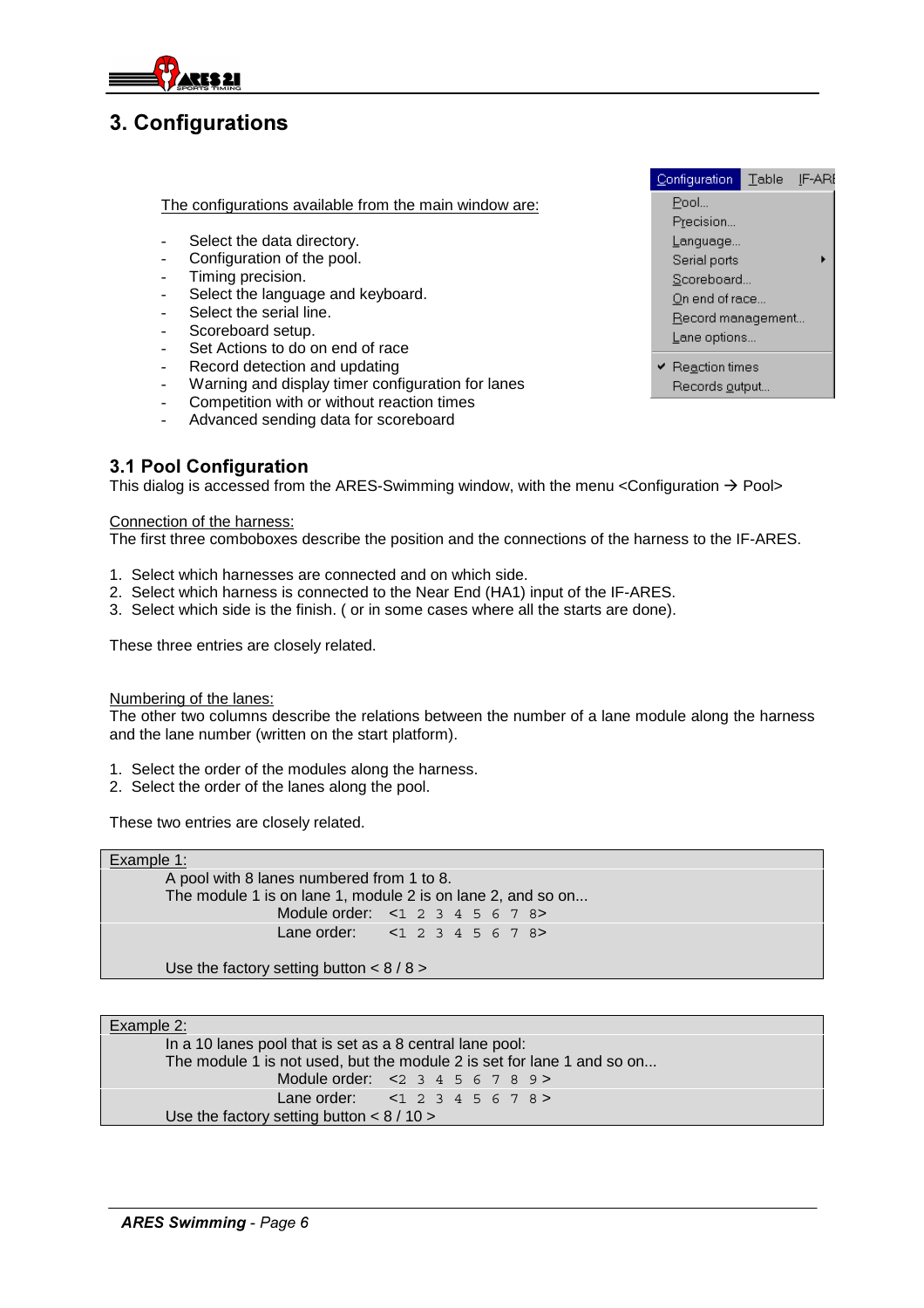# 3. Configurations

The configurations available from the main window are:

- Select the data directory.
- Configuration of the pool.
- Timing precision.
- Select the language and keyboard.
- Select the serial line.
- Scoreboard setup.
- Set Actions to do on end of race
- Record detection and updating
- Warning and display timer configuration for lanes
- Competition with or without reaction times
- Advanced sending data for scoreboard

Configuration | Table | IF-ARE

- Pool...
- Precision...
- Language...
- Serial ports ▸
- Scoreboard...
- On end of race...
- Record management...
- Lane options...
- ✔ Reaction times
- Records output...

## 3.1 Pool Configuration

This dialog is accessed from the ARES-Swimming window, with the menu <Configuration → Pool>

Connection of the harness:

The first three comboboxes describe the position and the connections of the harness to the IF-ARES.

1. Select which harnesses are connected and on which side.
2. Select which harness is connected to the Near End (HA1) input of the IF-ARES.
3. Select which side is the finish. ( or in some cases where all the starts are done).

These three entries are closely related.

Numbering of the lanes:

The other two columns describe the relations between the number of a lane module along the harness and the lane number (written on the start platform).

1. Select the order of the modules along the harness.
2. Select the order of the lanes along the pool.

These two entries are closely related.

| Example 1: |
|---|
| A pool with 8 lanes numbered from 1 to 8.<br>The module 1 is on lane 1, module 2 is on lane 2, and so on...<br>Module order: <1 2 3 4 5 6 7 8><br>Lane order: <1 2 3 4 5 6 7 8><br><br>Use the factory setting button < 8 / 8 > |

| Example 2: |
|---|
| In a 10 lanes pool that is set as a 8 central lane pool:<br>The module 1 is not used, but the module 2 is set for lane 1 and so on...<br>Module order: <2 3 4 5 6 7 8 9 ><br>Lane order: <1 2 3 4 5 6 7 8 ><br>Use the factory setting button < 8 / 10 > |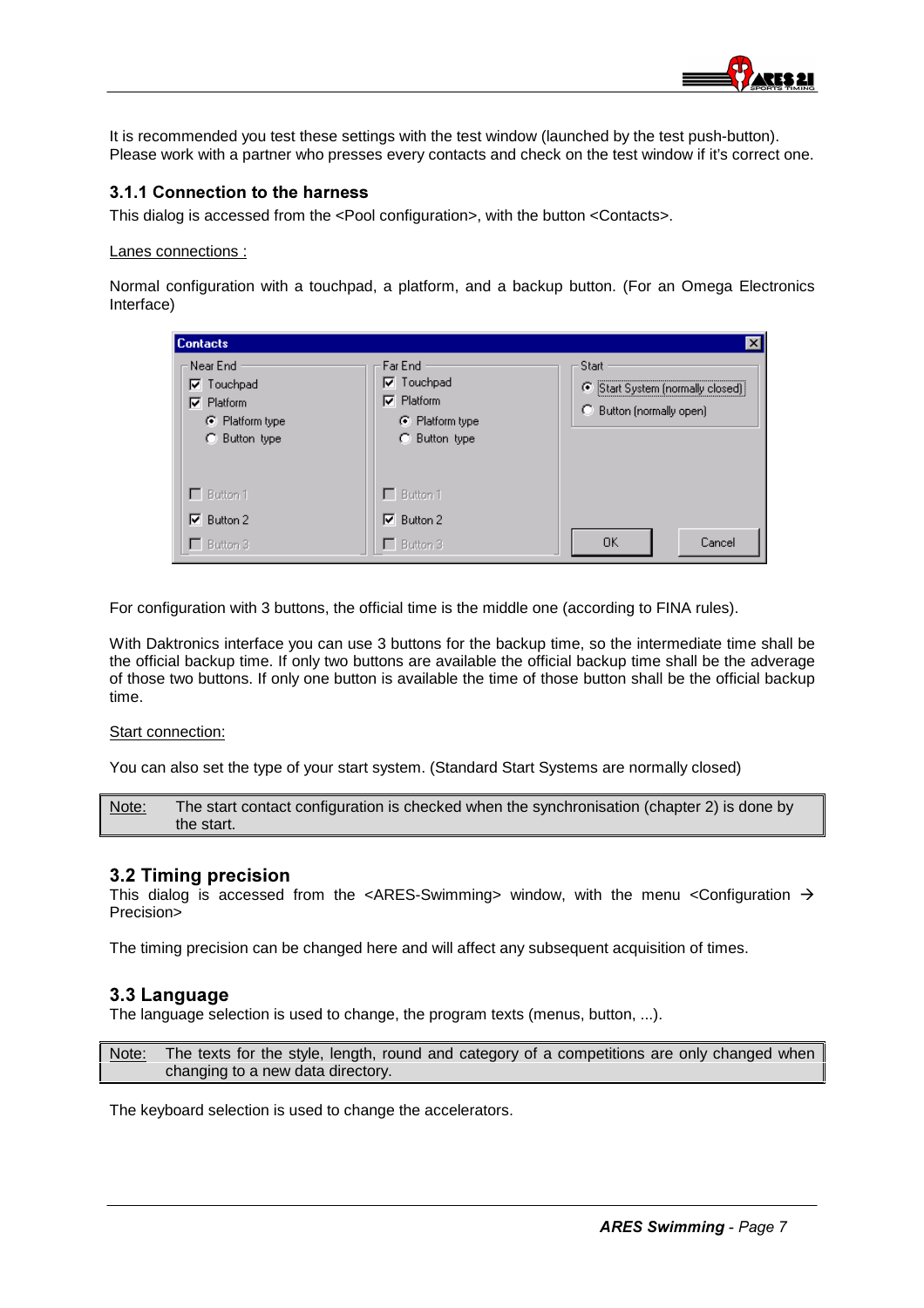It is recommended you test these settings with the test window (launched by the test push-button). Please work with a partner who presses every contacts and check on the test window if it's correct one.

### 3.1.1 Connection to the harness

This dialog is accessed from the <Pool configuration>, with the button <Contacts>.

Lanes connections :

Normal configuration with a touchpad, a platform, and a backup button. (For an Omega Electronics Interface)

For configuration with 3 buttons, the official time is the middle one (according to FINA rules).

With Daktronics interface you can use 3 buttons for the backup time, so the intermediate time shall be the official backup time. If only two buttons are available the official backup time shall be the adverage of those two buttons. If only one button is available the time of those button shall be the official backup time.

Start connection:

You can also set the type of your start system. (Standard Start Systems are normally closed)

| Note: | The start contact configuration is checked when the synchronisation (chapter 2) is done by the start. |
|---|---|

## 3.2 Timing precision

This dialog is accessed from the <ARES-Swimming> window, with the menu <Configuration → Precision>

The timing precision can be changed here and will affect any subsequent acquisition of times.

## 3.3 Language

The language selection is used to change, the program texts (menus, button, ...).

| Note: | The texts for the style, length, round and category of a competitions are only changed when changing to a new data directory. |
|---|---|

The keyboard selection is used to change the accelerators.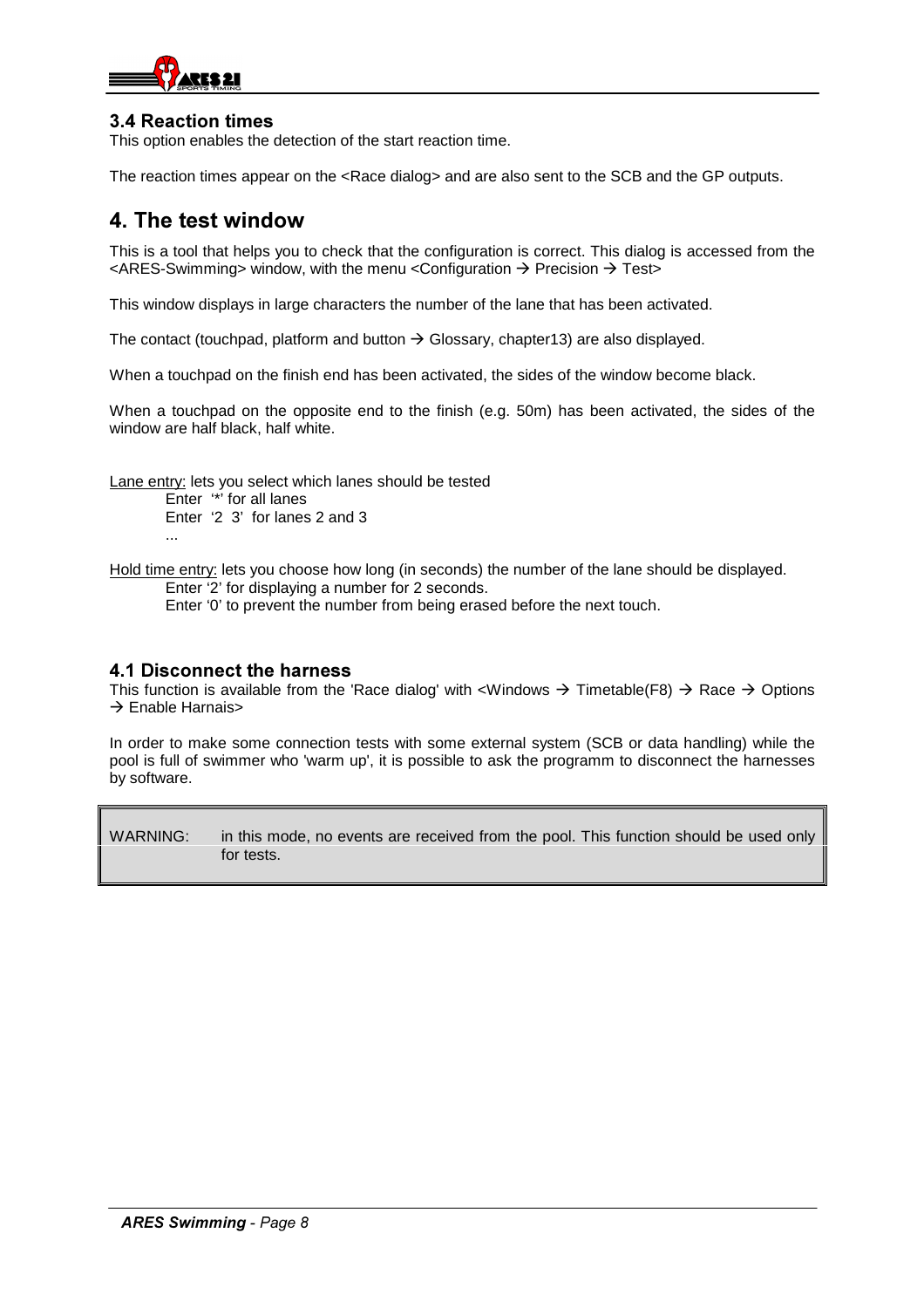### 3.4 Reaction times

This option enables the detection of the start reaction time.

The reaction times appear on the <Race dialog> and are also sent to the SCB and the GP outputs.

## 4. The test window

This is a tool that helps you to check that the configuration is correct. This dialog is accessed from the <ARES-Swimming> window, with the menu <Configuration → Precision → Test>

This window displays in large characters the number of the lane that has been activated.

The contact (touchpad, platform and button → Glossary, chapter13) are also displayed.

When a touchpad on the finish end has been activated, the sides of the window become black.

When a touchpad on the opposite end to the finish (e.g. 50m) has been activated, the sides of the window are half black, half white.

Lane entry: lets you select which lanes should be tested

Enter '*' for all lanes
Enter '2 3' for lanes 2 and 3
...

Hold time entry: lets you choose how long (in seconds) the number of the lane should be displayed.

Enter '2' for displaying a number for 2 seconds.
Enter '0' to prevent the number from being erased before the next touch.

### 4.1 Disconnect the harness

This function is available from the 'Race dialog' with <Windows → Timetable(F8) → Race → Options → Enable Harnais>

In order to make some connection tests with some external system (SCB or data handling) while the pool is full of swimmer who 'warm up', it is possible to ask the programm to disconnect the harnesses by software.

| WARNING: | in this mode, no events are received from the pool. This function should be used only for tests. |
|---|---|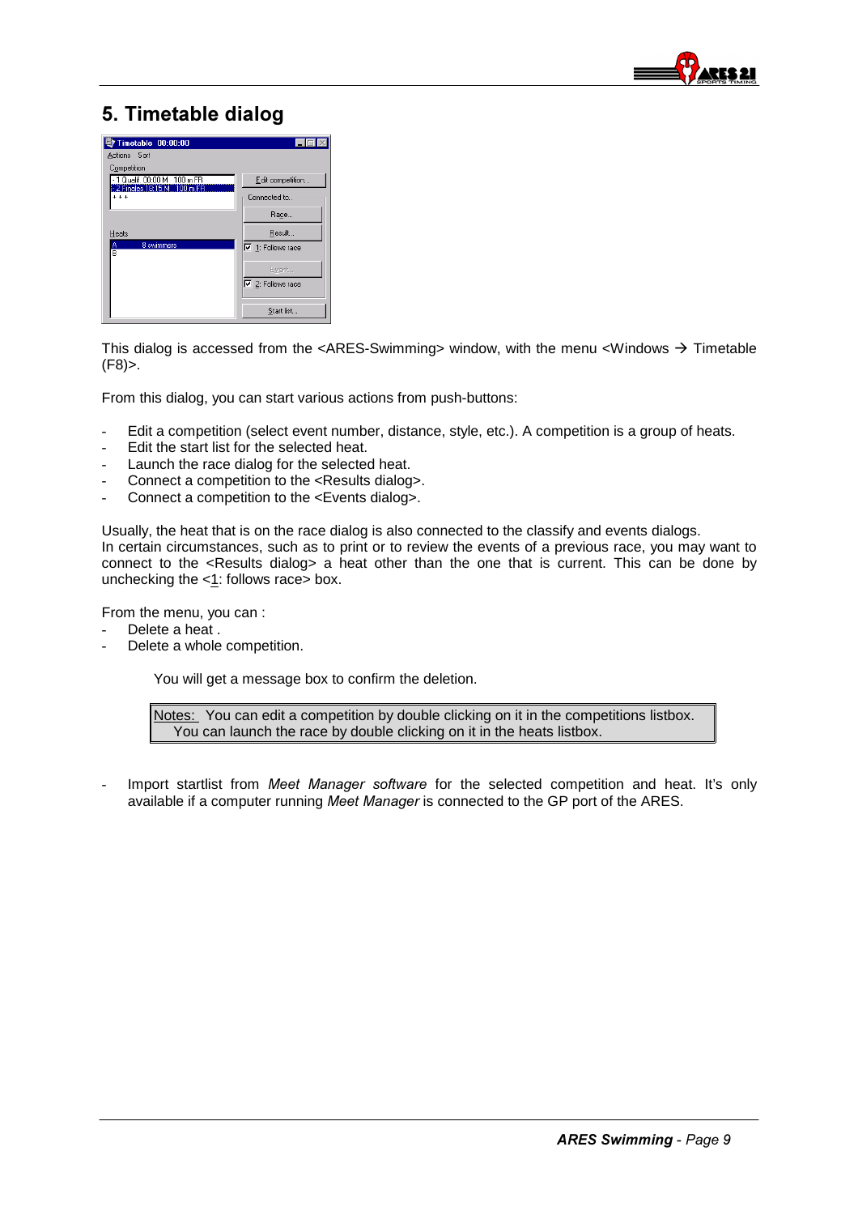# 5. Timetable dialog

This dialog is accessed from the <ARES-Swimming> window, with the menu <Windows → Timetable (F8)>.

From this dialog, you can start various actions from push-buttons:

- Edit a competition (select event number, distance, style, etc.). A competition is a group of heats.
- Edit the start list for the selected heat.
- Launch the race dialog for the selected heat.
- Connect a competition to the <Results dialog>.
- Connect a competition to the <Events dialog>.

Usually, the heat that is on the race dialog is also connected to the classify and events dialogs.
In certain circumstances, such as to print or to review the events of a previous race, you may want to connect to the <Results dialog> a heat other than the one that is current. This can be done by unchecking the <1: follows race> box.

From the menu, you can :

- Delete a heat .
- Delete a whole competition.

You will get a message box to confirm the deletion.

> Notes: You can edit a competition by double clicking on it in the competitions listbox.
> You can launch the race by double clicking on it in the heats listbox.

- Import startlist from *Meet Manager software* for the selected competition and heat. It's only available if a computer running *Meet Manager* is connected to the GP port of the ARES.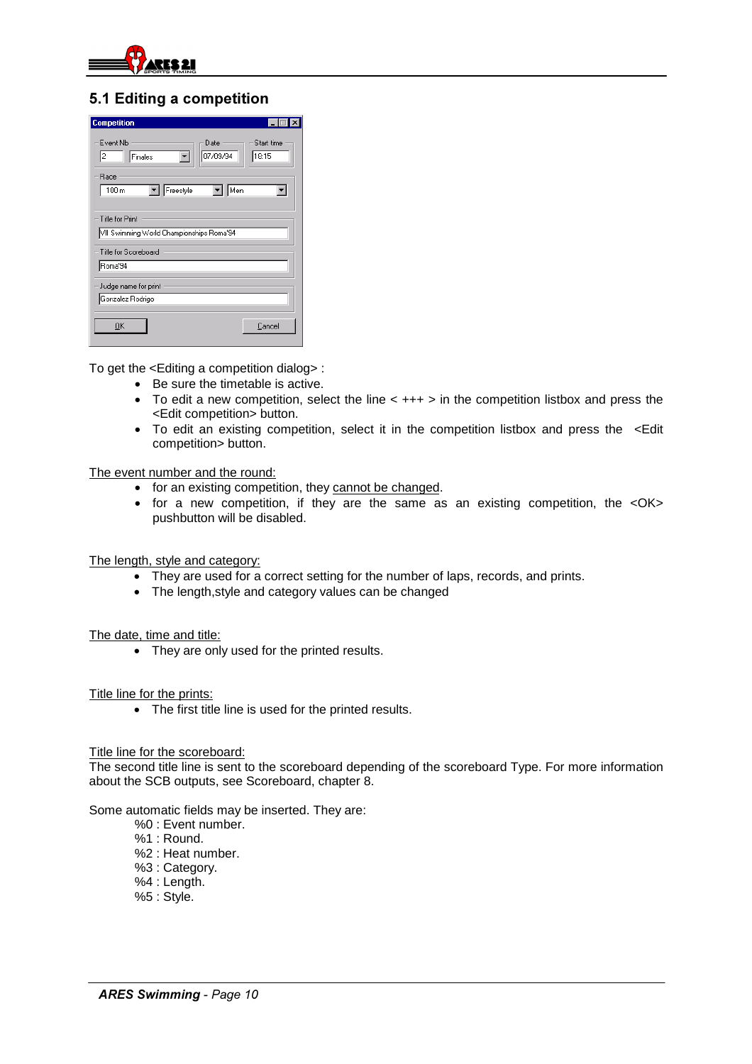## 5.1 Editing a competition

To get the <Editing a competition dialog> :

- Be sure the timetable is active.
- To edit a new competition, select the line < +++ > in the competition listbox and press the <Edit competition> button.
- To edit an existing competition, select it in the competition listbox and press the <Edit competition> button.

The event number and the round:

- for an existing competition, they cannot be changed.
- for a new competition, if they are the same as an existing competition, the <OK> pushbutton will be disabled.

The length, style and category:

- They are used for a correct setting for the number of laps, records, and prints.
- The length,style and category values can be changed

The date, time and title:

- They are only used for the printed results.

Title line for the prints:

- The first title line is used for the printed results.

Title line for the scoreboard:

The second title line is sent to the scoreboard depending of the scoreboard Type. For more information about the SCB outputs, see Scoreboard, chapter 8.

Some automatic fields may be inserted. They are:

%0 : Event number.
%1 : Round.
%2 : Heat number.
%3 : Category.
%4 : Length.
%5 : Style.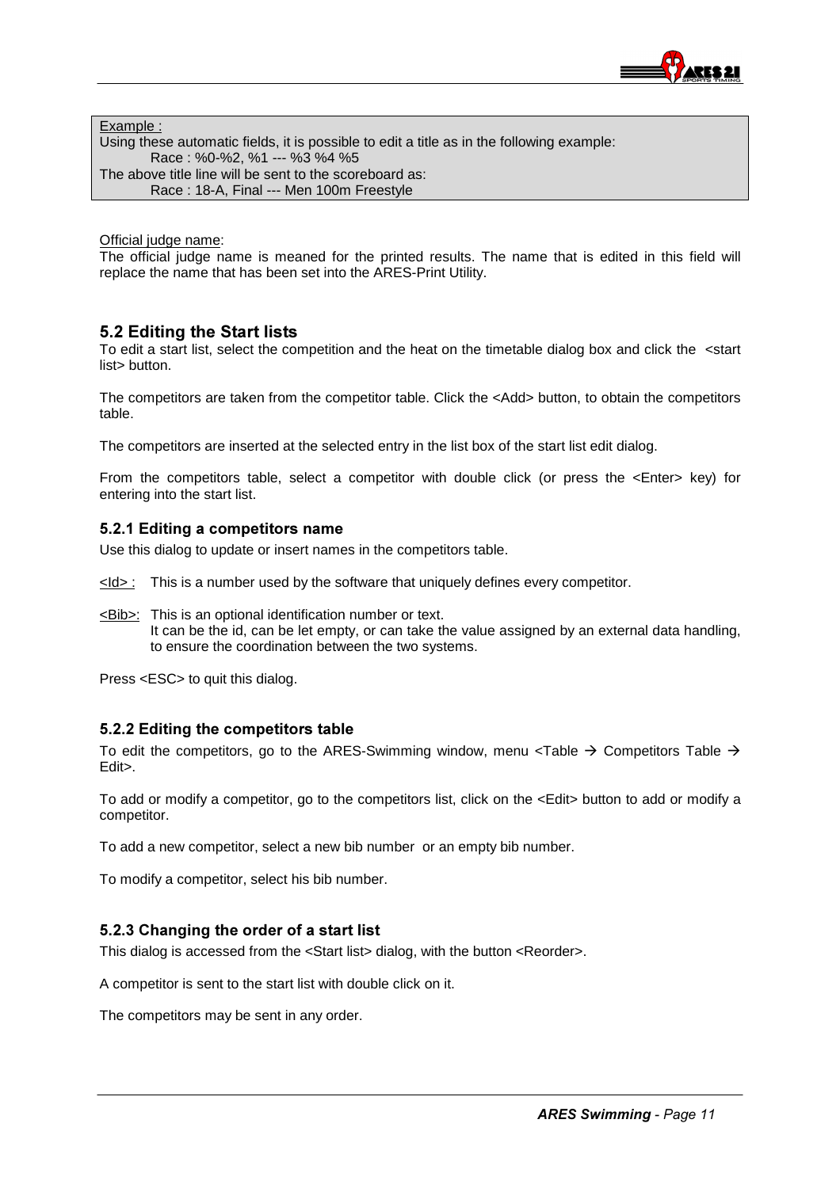Example :

Using these automatic fields, it is possible to edit a title as in the following example:

Race : %0-%2, %1 --- %3 %4 %5

The above title line will be sent to the scoreboard as:

Race : 18-A, Final --- Men 100m Freestyle

Official judge name:

The official judge name is meaned for the printed results. The name that is edited in this field will replace the name that has been set into the ARES-Print Utility.

## 5.2 Editing the Start lists

To edit a start list, select the competition and the heat on the timetable dialog box and click the <start list> button.

The competitors are taken from the competitor table. Click the <Add> button, to obtain the competitors table.

The competitors are inserted at the selected entry in the list box of the start list edit dialog.

From the competitors table, select a competitor with double click (or press the <Enter> key) for entering into the start list.

### 5.2.1 Editing a competitors name

Use this dialog to update or insert names in the competitors table.

<Id> : This is a number used by the software that uniquely defines every competitor.

<Bib>: This is an optional identification number or text.
It can be the id, can be let empty, or can take the value assigned by an external data handling, to ensure the coordination between the two systems.

Press <ESC> to quit this dialog.

### 5.2.2 Editing the competitors table

To edit the competitors, go to the ARES-Swimming window, menu <Table → Competitors Table → Edit>.

To add or modify a competitor, go to the competitors list, click on the <Edit> button to add or modify a competitor.

To add a new competitor, select a new bib number or an empty bib number.

To modify a competitor, select his bib number.

### 5.2.3 Changing the order of a start list

This dialog is accessed from the <Start list> dialog, with the button <Reorder>.

A competitor is sent to the start list with double click on it.

The competitors may be sent in any order.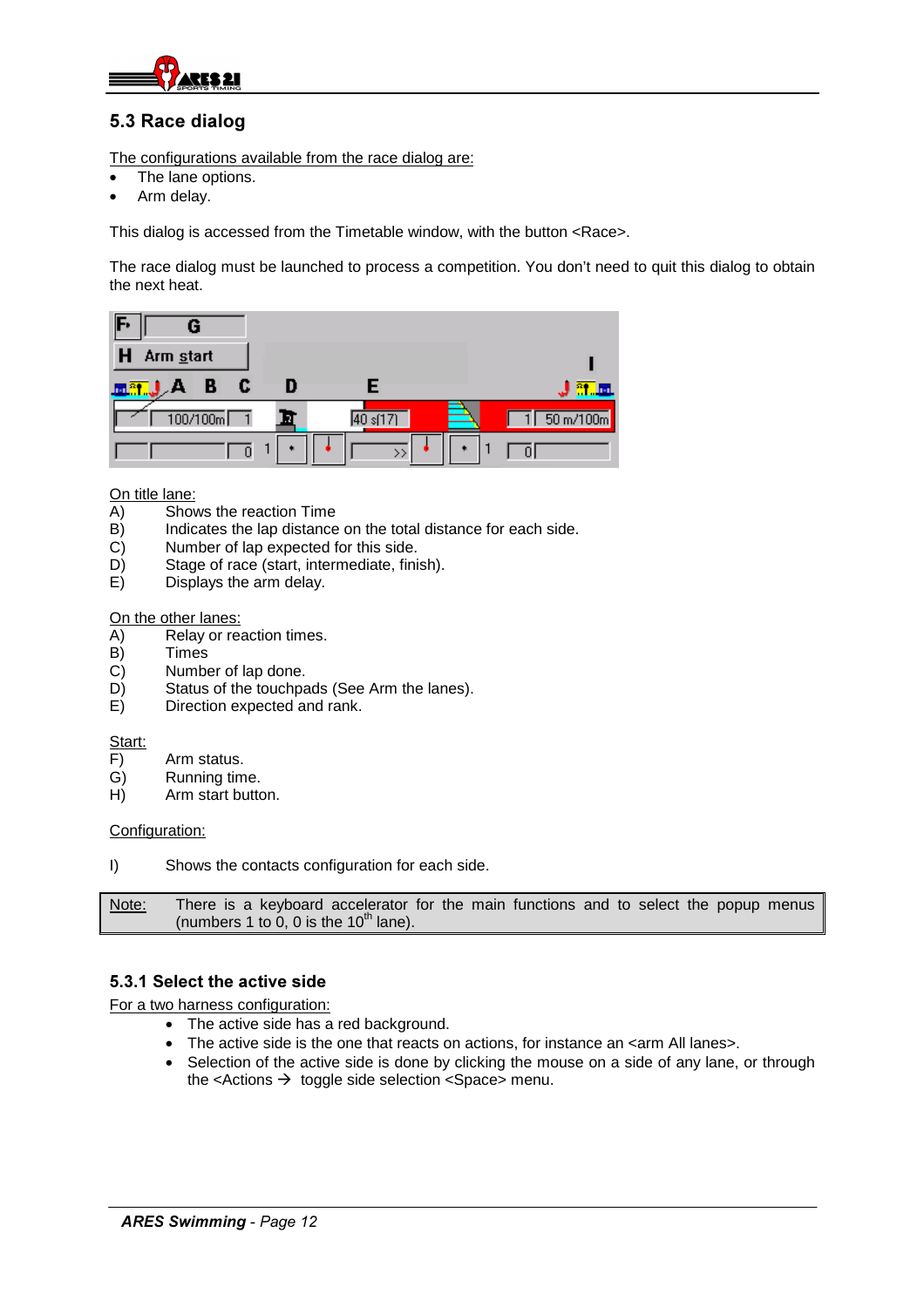## 5.3 Race dialog

The configurations available from the race dialog are:

- The lane options.
- Arm delay.

This dialog is accessed from the Timetable window, with the button <Race>.

The race dialog must be launched to process a competition. You don't need to quit this dialog to obtain the next heat.

On title lane:

A) Shows the reaction Time
B) Indicates the lap distance on the total distance for each side.
C) Number of lap expected for this side.
D) Stage of race (start, intermediate, finish).
E) Displays the arm delay.

On the other lanes:

A) Relay or reaction times.
B) Times
C) Number of lap done.
D) Status of the touchpads (See Arm the lanes).
E) Direction expected and rank.

Start:

F) Arm status.
G) Running time.
H) Arm start button.

Configuration:

I) Shows the contacts configuration for each side.

| Note: | There is a keyboard accelerator for the main functions and to select the popup menus (numbers 1 to 0, 0 is the 10th lane). |
|---|---|

### 5.3.1 Select the active side

For a two harness configuration:

- The active side has a red background.
- The active side is the one that reacts on actions, for instance an <arm All lanes>.
- Selection of the active side is done by clicking the mouse on a side of any lane, or through the <Actions → toggle side selection <Space> menu.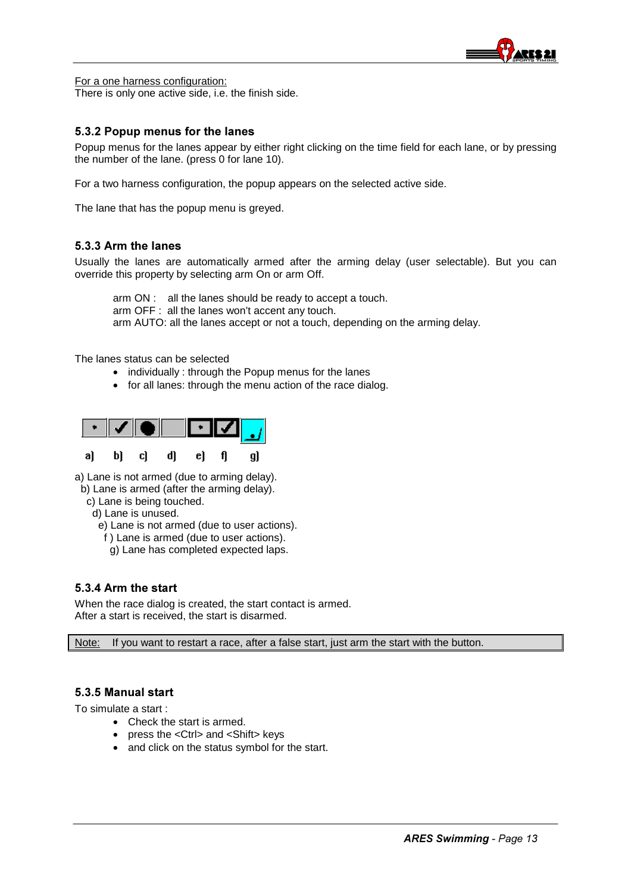For a one harness configuration:
There is only one active side, i.e. the finish side.

### 5.3.2 Popup menus for the lanes

Popup menus for the lanes appear by either right clicking on the time field for each lane, or by pressing the number of the lane. (press 0 for lane 10).

For a two harness configuration, the popup appears on the selected active side.

The lane that has the popup menu is greyed.

### 5.3.3 Arm the lanes

Usually the lanes are automatically armed after the arming delay (user selectable). But you can override this property by selecting arm On or arm Off.

arm ON : all the lanes should be ready to accept a touch.
arm OFF : all the lanes won't accent any touch.
arm AUTO: all the lanes accept or not a touch, depending on the arming delay.

The lanes status can be selected

- individually : through the Popup menus for the lanes
- for all lanes: through the menu action of the race dialog.

a) b) c) d) e) f) g)

a) Lane is not armed (due to arming delay).
b) Lane is armed (after the arming delay).
c) Lane is being touched.
d) Lane is unused.
e) Lane is not armed (due to user actions).
f ) Lane is armed (due to user actions).
g) Lane has completed expected laps.

### 5.3.4 Arm the start

When the race dialog is created, the start contact is armed.
After a start is received, the start is disarmed.

Note: If you want to restart a race, after a false start, just arm the start with the button.

### 5.3.5 Manual start

To simulate a start :

- Check the start is armed.
- press the <Ctrl> and <Shift> keys
- and click on the status symbol for the start.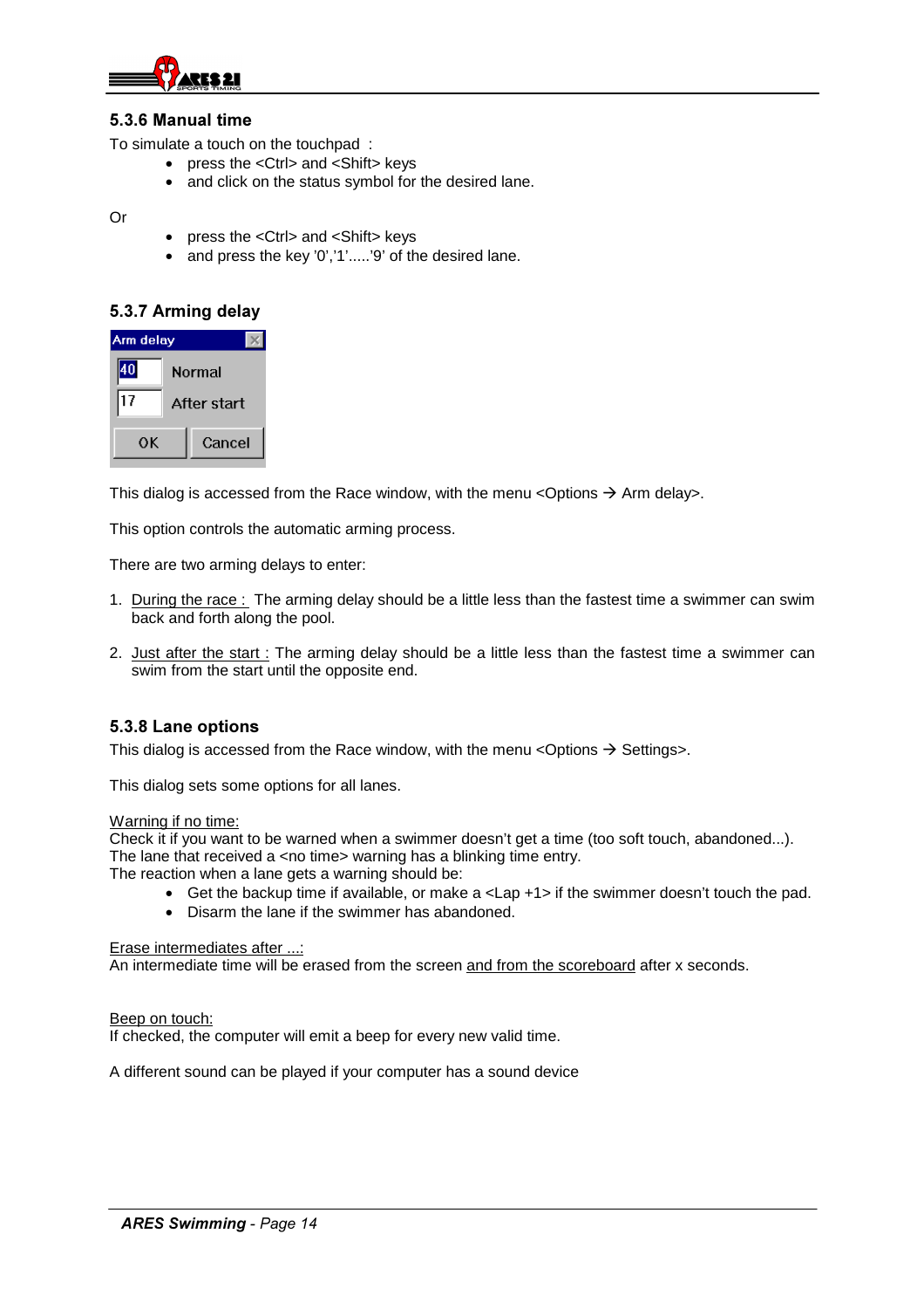### 5.3.6 Manual time

To simulate a touch on the touchpad :

- press the <Ctrl> and <Shift> keys
- and click on the status symbol for the desired lane.

Or

- press the <Ctrl> and <Shift> keys
- and press the key '0','1'.....'9' of the desired lane.

### 5.3.7 Arming delay

Arm delay

| | |
|---|---|
| 40 | Normal |
| 17 | After start |
| OK | Cancel |

This dialog is accessed from the Race window, with the menu <Options → Arm delay>.

This option controls the automatic arming process.

There are two arming delays to enter:

1. <u>During the race :</u> The arming delay should be a little less than the fastest time a swimmer can swim back and forth along the pool.

2. <u>Just after the start :</u> The arming delay should be a little less than the fastest time a swimmer can swim from the start until the opposite end.

### 5.3.8 Lane options

This dialog is accessed from the Race window, with the menu <Options → Settings>.

This dialog sets some options for all lanes.

<u>Warning if no time:</u>
Check it if you want to be warned when a swimmer doesn't get a time (too soft touch, abandoned...).
The lane that received a <no time> warning has a blinking time entry.
The reaction when a lane gets a warning should be:

- Get the backup time if available, or make a <Lap +1> if the swimmer doesn't touch the pad.
- Disarm the lane if the swimmer has abandoned.

<u>Erase intermediates after ...:</u>
An intermediate time will be erased from the screen <u>and from the scoreboard</u> after x seconds.

<u>Beep on touch:</u>
If checked, the computer will emit a beep for every new valid time.

A different sound can be played if your computer has a sound device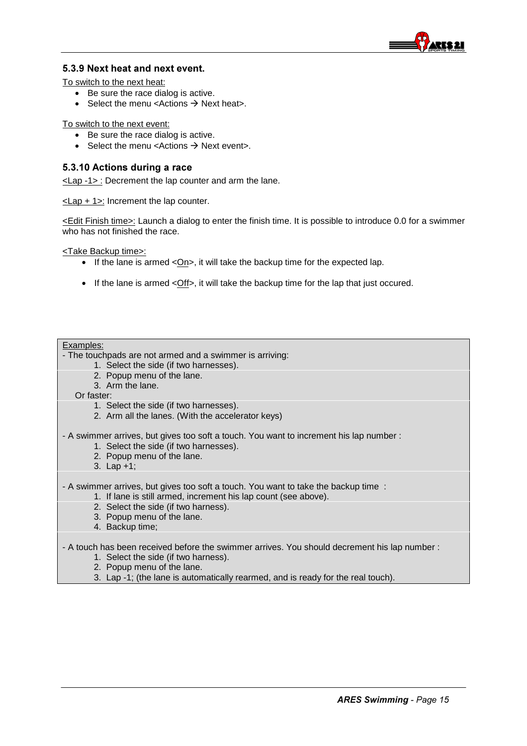### 5.3.9 Next heat and next event.

To switch to the next heat:

- Be sure the race dialog is active.
- Select the menu <Actions → Next heat>.

To switch to the next event:

- Be sure the race dialog is active.
- Select the menu <Actions → Next event>.

### 5.3.10 Actions during a race

<Lap -1> : Decrement the lap counter and arm the lane.

<Lap + 1>: Increment the lap counter.

<Edit Finish time>: Launch a dialog to enter the finish time. It is possible to introduce 0.0 for a swimmer who has not finished the race.

<Take Backup time>:

- If the lane is armed <On>, it will take the backup time for the expected lap.
- If the lane is armed <Off>, it will take the backup time for the lap that just occured.

Examples:

- The touchpads are not armed and a swimmer is arriving:
  1. Select the side (if two harnesses).
  2. Popup menu of the lane.
  3. Arm the lane.

  Or faster:
  1. Select the side (if two harnesses).
  2. Arm all the lanes. (With the accelerator keys)

- A swimmer arrives, but gives too soft a touch. You want to increment his lap number :
  1. Select the side (if two harnesses).
  2. Popup menu of the lane.
  3. Lap +1;

- A swimmer arrives, but gives too soft a touch. You want to take the backup time :
  1. If lane is still armed, increment his lap count (see above).
  2. Select the side (if two harness).
  3. Popup menu of the lane.
  4. Backup time;

- A touch has been received before the swimmer arrives. You should decrement his lap number :
  1. Select the side (if two harness).
  2. Popup menu of the lane.
  3. Lap -1; (the lane is automatically rearmed, and is ready for the real touch).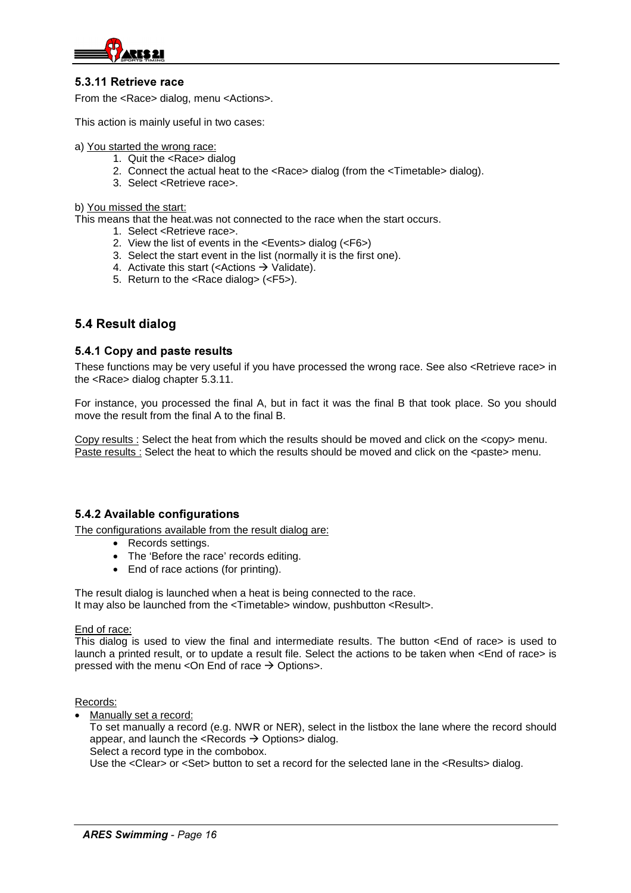### 5.3.11 Retrieve race

From the <Race> dialog, menu <Actions>.

This action is mainly useful in two cases:

a) You started the wrong race:

1. Quit the <Race> dialog
2. Connect the actual heat to the <Race> dialog (from the <Timetable> dialog).
3. Select <Retrieve race>.

b) You missed the start:

This means that the heat.was not connected to the race when the start occurs.

1. Select <Retrieve race>.
2. View the list of events in the <Events> dialog (<F6>)
3. Select the start event in the list (normally it is the first one).
4. Activate this start (<Actions → Validate).
5. Return to the <Race dialog> (<F5>).

## 5.4 Result dialog

### 5.4.1 Copy and paste results

These functions may be very useful if you have processed the wrong race. See also <Retrieve race> in the <Race> dialog chapter 5.3.11.

For instance, you processed the final A, but in fact it was the final B that took place. So you should move the result from the final A to the final B.

Copy results : Select the heat from which the results should be moved and click on the <copy> menu.
Paste results : Select the heat to which the results should be moved and click on the <paste> menu.

### 5.4.2 Available configurations

The configurations available from the result dialog are:

- Records settings.
- The 'Before the race' records editing.
- End of race actions (for printing).

The result dialog is launched when a heat is being connected to the race.
It may also be launched from the <Timetable> window, pushbutton <Result>.

End of race:

This dialog is used to view the final and intermediate results. The button <End of race> is used to launch a printed result, or to update a result file. Select the actions to be taken when <End of race> is pressed with the menu <On End of race → Options>.

Records:

- Manually set a record:
  To set manually a record (e.g. NWR or NER), select in the listbox the lane where the record should appear, and launch the <Records → Options> dialog.
  Select a record type in the combobox.
  Use the <Clear> or <Set> button to set a record for the selected lane in the <Results> dialog.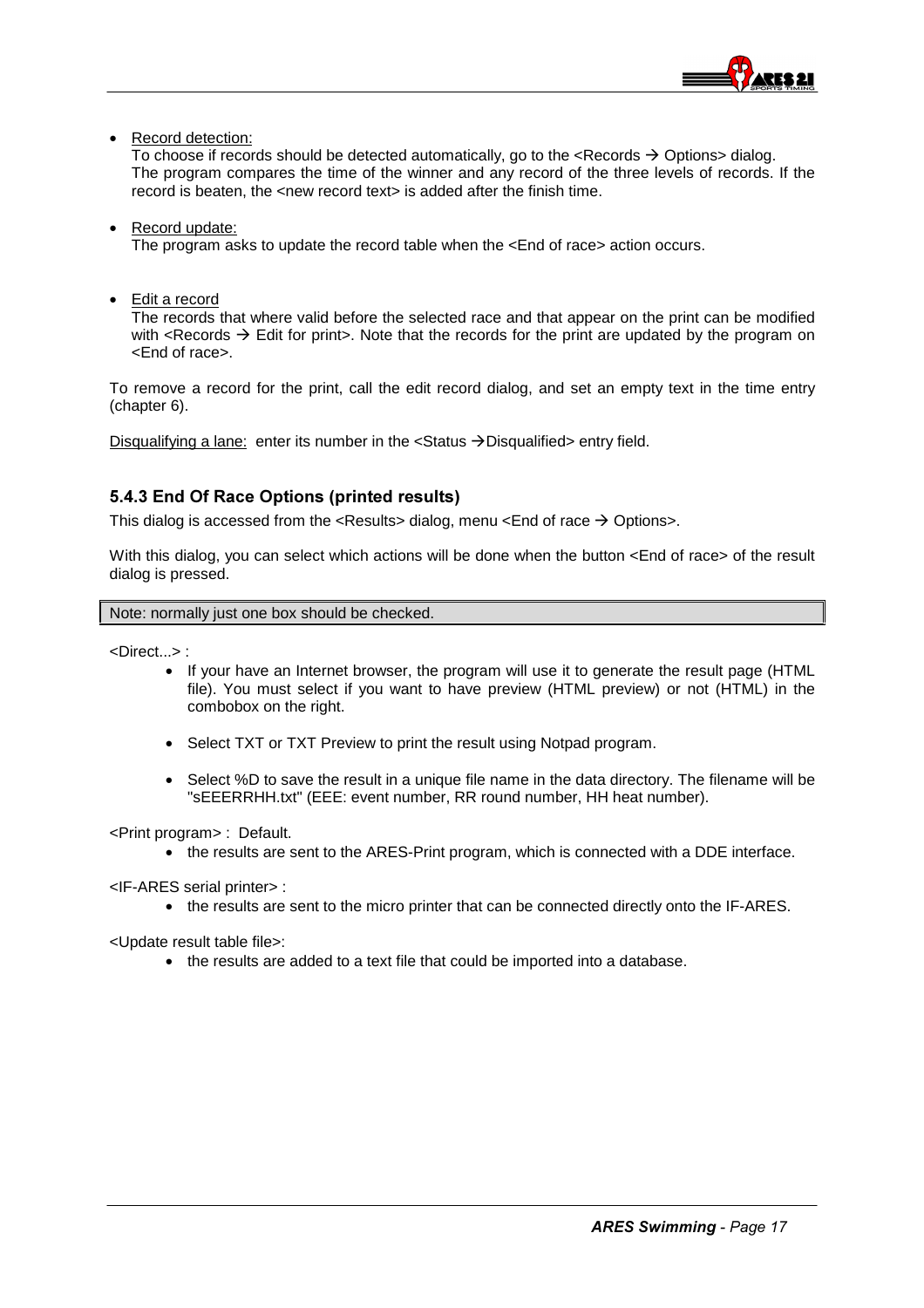- Record detection:
  To choose if records should be detected automatically, go to the <Records → Options> dialog.
  The program compares the time of the winner and any record of the three levels of records. If the record is beaten, the <new record text> is added after the finish time.

- Record update:
  The program asks to update the record table when the <End of race> action occurs.

- Edit a record
  The records that where valid before the selected race and that appear on the print can be modified with <Records → Edit for print>. Note that the records for the print are updated by the program on <End of race>.

To remove a record for the print, call the edit record dialog, and set an empty text in the time entry (chapter 6).

Disqualifying a lane: enter its number in the <Status →Disqualified> entry field.

### 5.4.3 End Of Race Options (printed results)

This dialog is accessed from the <Results> dialog, menu <End of race → Options>.

With this dialog, you can select which actions will be done when the button <End of race> of the result dialog is pressed.

> Note: normally just one box should be checked.

<Direct...> :

- If your have an Internet browser, the program will use it to generate the result page (HTML file). You must select if you want to have preview (HTML preview) or not (HTML) in the combobox on the right.
- Select TXT or TXT Preview to print the result using Notpad program.
- Select %D to save the result in a unique file name in the data directory. The filename will be "sEEERRHH.txt" (EEE: event number, RR round number, HH heat number).

<Print program> : Default.

- the results are sent to the ARES-Print program, which is connected with a DDE interface.

<IF-ARES serial printer> :

- the results are sent to the micro printer that can be connected directly onto the IF-ARES.

<Update result table file>:

- the results are added to a text file that could be imported into a database.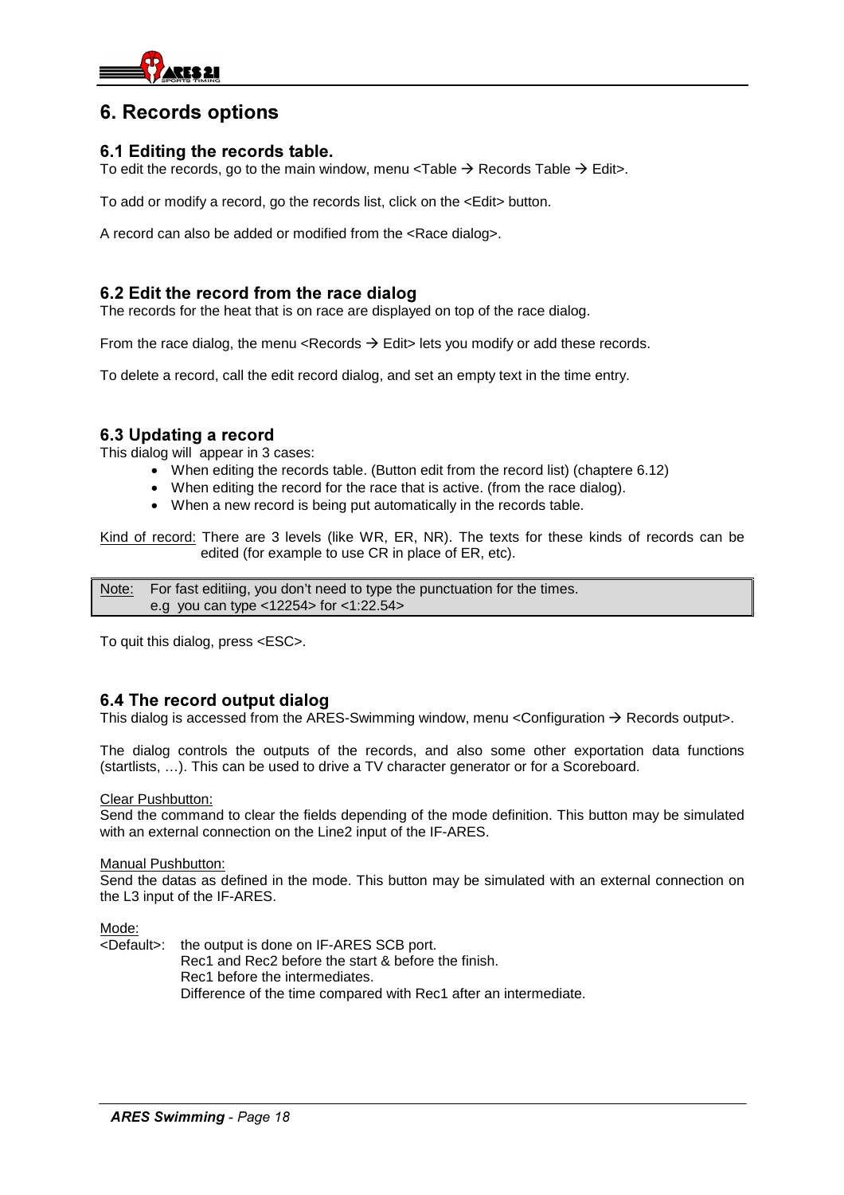## 6. Records options

### 6.1 Editing the records table.

To edit the records, go to the main window, menu <Table → Records Table → Edit>.

To add or modify a record, go the records list, click on the <Edit> button.

A record can also be added or modified from the <Race dialog>.

### 6.2 Edit the record from the race dialog

The records for the heat that is on race are displayed on top of the race dialog.

From the race dialog, the menu <Records → Edit> lets you modify or add these records.

To delete a record, call the edit record dialog, and set an empty text in the time entry.

### 6.3 Updating a record

This dialog will appear in 3 cases:

- When editing the records table. (Button edit from the record list) (chaptere 6.12)
- When editing the record for the race that is active. (from the race dialog).
- When a new record is being put automatically in the records table.

Kind of record: There are 3 levels (like WR, ER, NR). The texts for these kinds of records can be edited (for example to use CR in place of ER, etc).

> Note: For fast editiing, you don't need to type the punctuation for the times.
> e.g you can type <12254> for <1:22.54>

To quit this dialog, press <ESC>.

### 6.4 The record output dialog

This dialog is accessed from the ARES-Swimming window, menu <Configuration → Records output>.

The dialog controls the outputs of the records, and also some other exportation data functions (startlists, …). This can be used to drive a TV character generator or for a Scoreboard.

Clear Pushbutton:
Send the command to clear the fields depending of the mode definition. This button may be simulated with an external connection on the Line2 input of the IF-ARES.

Manual Pushbutton:
Send the datas as defined in the mode. This button may be simulated with an external connection on the L3 input of the IF-ARES.

Mode:

<Default>: the output is done on IF-ARES SCB port.
Rec1 and Rec2 before the start & before the finish.
Rec1 before the intermediates.
Difference of the time compared with Rec1 after an intermediate.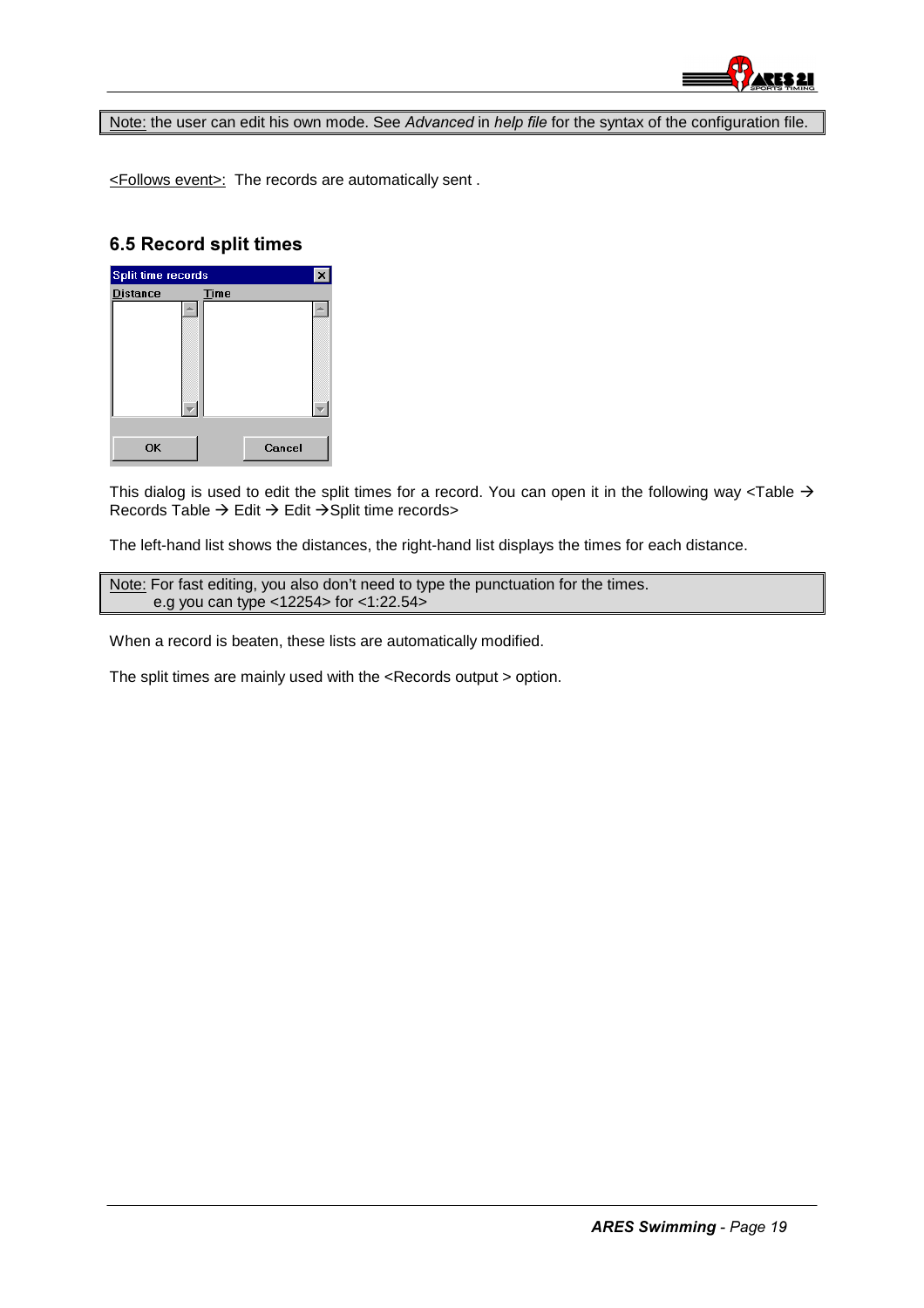Note: the user can edit his own mode. See *Advanced* in *help file* for the syntax of the configuration file.

<Follows event>: The records are automatically sent .

### 6.5 Record split times

This dialog is used to edit the split times for a record. You can open it in the following way <Table → Records Table → Edit → Edit →Split time records>

The left-hand list shows the distances, the right-hand list displays the times for each distance.

Note: For fast editing, you also don't need to type the punctuation for the times.
e.g you can type <12254> for <1:22.54>

When a record is beaten, these lists are automatically modified.

The split times are mainly used with the <Records output > option.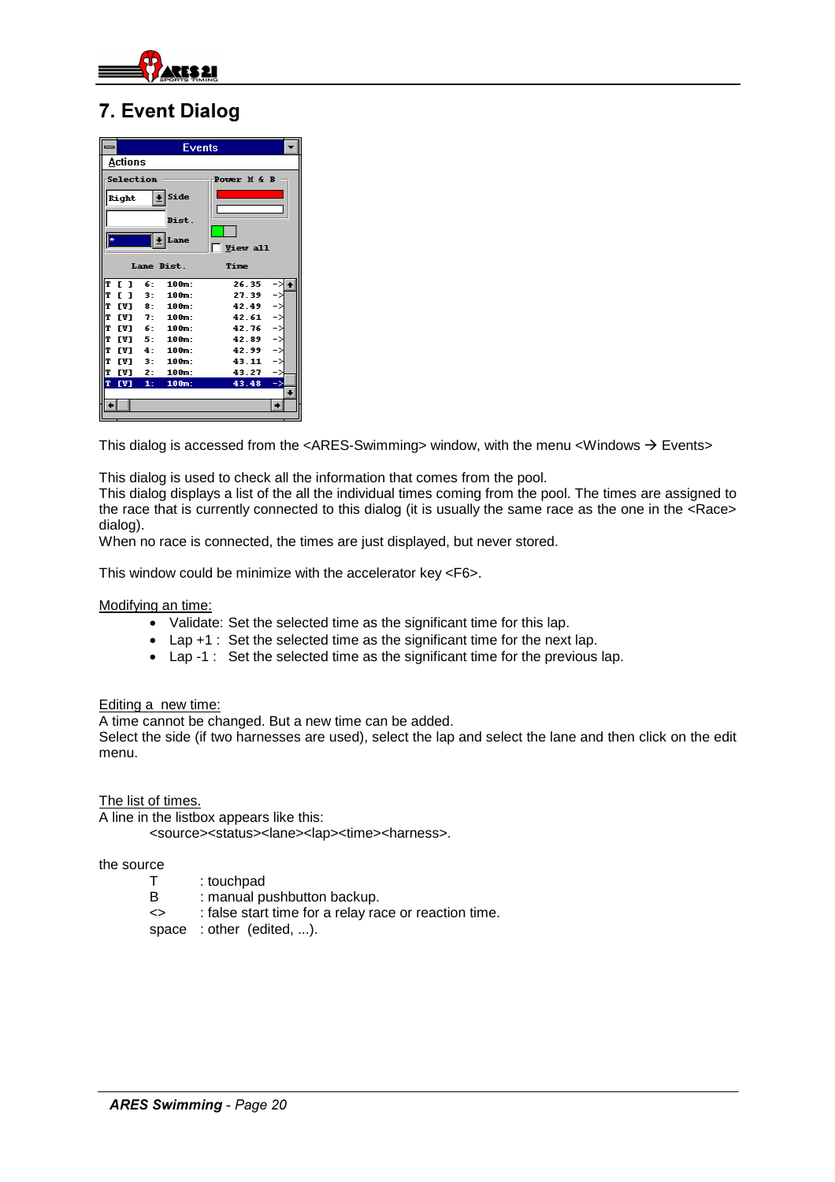# 7. Event Dialog

This dialog is accessed from the <ARES-Swimming> window, with the menu <Windows → Events>

This dialog is used to check all the information that comes from the pool.
This dialog displays a list of the all the individual times coming from the pool. The times are assigned to the race that is currently connected to this dialog (it is usually the same race as the one in the <Race> dialog).
When no race is connected, the times are just displayed, but never stored.

This window could be minimize with the accelerator key <F6>.

<u>Modifying an time:</u>

- Validate: Set the selected time as the significant time for this lap.
- Lap +1 : Set the selected time as the significant time for the next lap.
- Lap -1 : Set the selected time as the significant time for the previous lap.

<u>Editing a new time:</u>
A time cannot be changed. But a new time can be added.
Select the side (if two harnesses are used), select the lap and select the lane and then click on the edit menu.

<u>The list of times.</u>
A line in the listbox appears like this:
<source><status><lane><lap><time><harness>.

the source

- T : touchpad
- B : manual pushbutton backup.
- <> : false start time for a relay race or reaction time.
- space : other (edited, ...).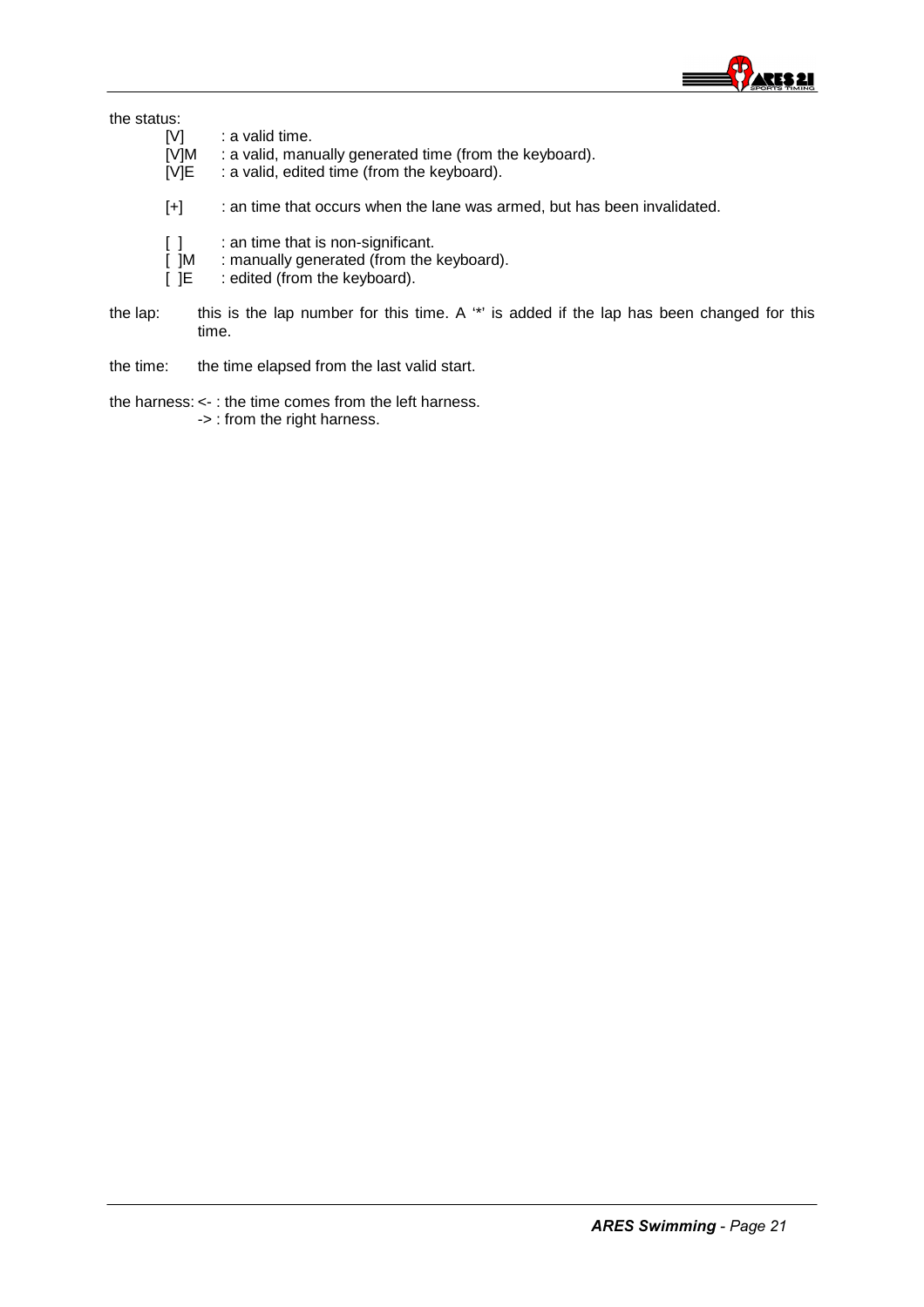the status:

- [V] : a valid time.
- [V]M : a valid, manually generated time (from the keyboard).
- [V]E : a valid, edited time (from the keyboard).

- [+] : an time that occurs when the lane was armed, but has been invalidated.

- [ ] : an time that is non-significant.
- [ ]M : manually generated (from the keyboard).
- [ ]E : edited (from the keyboard).

the lap: this is the lap number for this time. A '*' is added if the lap has been changed for this time.

the time: the time elapsed from the last valid start.

the harness: <- : the time comes from the left harness.
-> : from the right harness.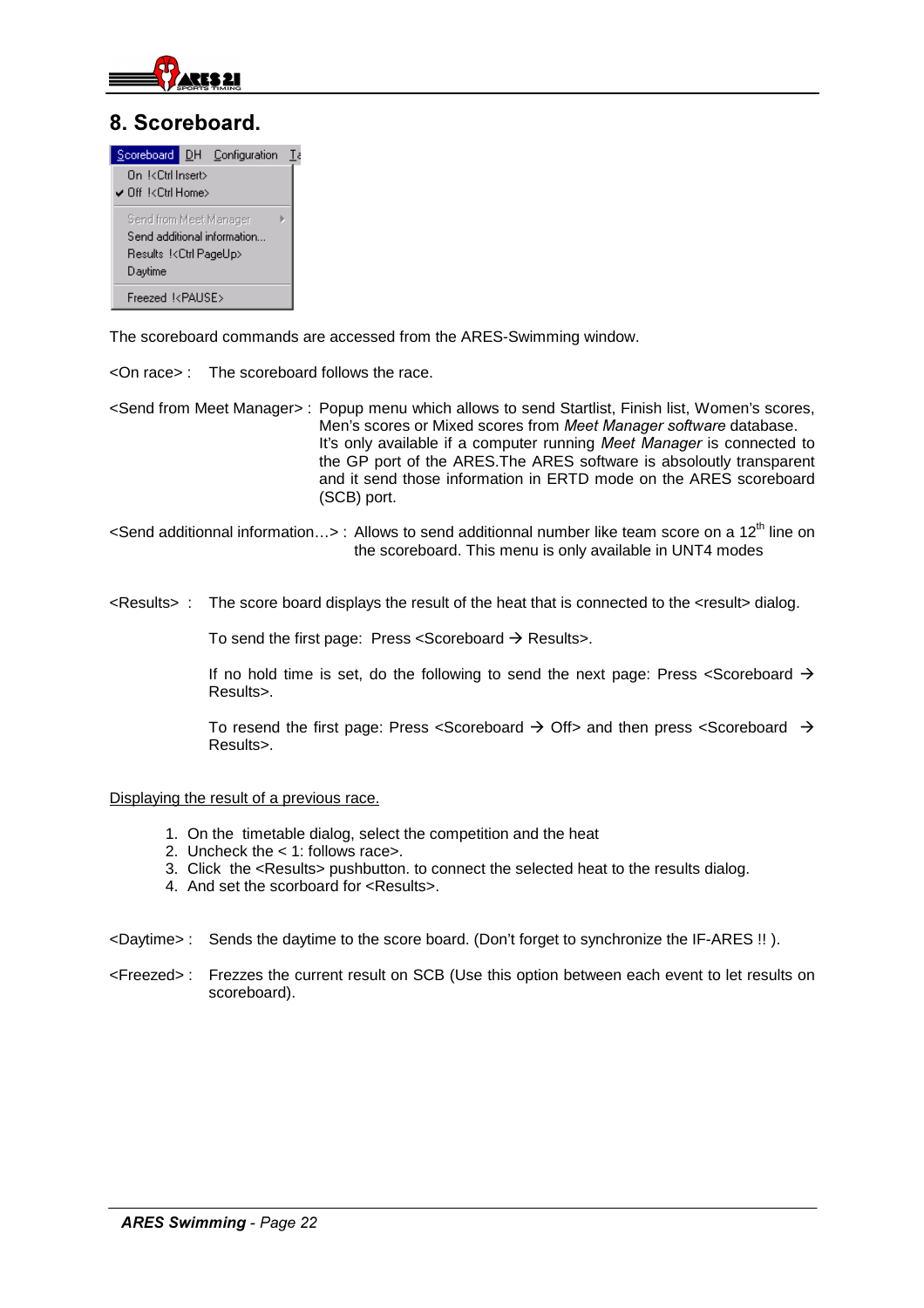# 8. Scoreboard.

The scoreboard commands are accessed from the ARES-Swimming window.

<On race> : The scoreboard follows the race.

<Send from Meet Manager> : Popup menu which allows to send Startlist, Finish list, Women's scores, Men's scores or Mixed scores from *Meet Manager software* database. It's only available if a computer running *Meet Manager* is connected to the GP port of the ARES.The ARES software is absoloutly transparent and it send those information in ERTD mode on the ARES scoreboard (SCB) port.

<Send additionnal information…> : Allows to send additionnal number like team score on a 12th line on the scoreboard. This menu is only available in UNT4 modes

<Results> : The score board displays the result of the heat that is connected to the <result> dialog.

To send the first page: Press <Scoreboard → Results>.

If no hold time is set, do the following to send the next page: Press <Scoreboard → Results>.

To resend the first page: Press <Scoreboard → Off> and then press <Scoreboard → Results>.

<u>Displaying the result of a previous race.</u>

1. On the timetable dialog, select the competition and the heat
2. Uncheck the < 1: follows race>.
3. Click the <Results> pushbutton. to connect the selected heat to the results dialog.
4. And set the scorboard for <Results>.

<Daytime> : Sends the daytime to the score board. (Don't forget to synchronize the IF-ARES !! ).

<Freezed> : Frezzes the current result on SCB (Use this option between each event to let results on scoreboard).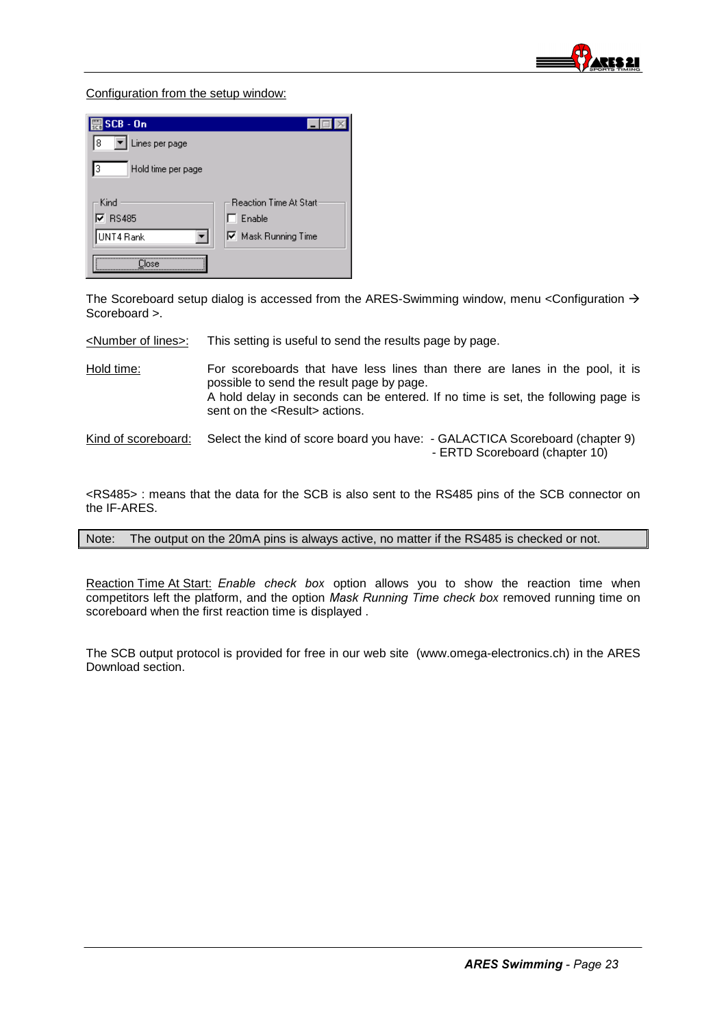Configuration from the setup window:

The Scoreboard setup dialog is accessed from the ARES-Swimming window, menu <Configuration → Scoreboard >.

| | |
|---|---|
| <Number of lines>: | This setting is useful to send the results page by page. |
| Hold time: | For scoreboards that have less lines than there are lanes in the pool, it is possible to send the result page by page. A hold delay in seconds can be entered. If no time is set, the following page is sent on the <Result> actions. |
| Kind of scoreboard: | Select the kind of score board you have: - GALACTICA Scoreboard (chapter 9) - ERTD Scoreboard (chapter 10) |

<RS485> : means that the data for the SCB is also sent to the RS485 pins of the SCB connector on the IF-ARES.

> Note: The output on the 20mA pins is always active, no matter if the RS485 is checked or not.

Reaction Time At Start: *Enable check box* option allows you to show the reaction time when competitors left the platform, and the option *Mask Running Time check box* removed running time on scoreboard when the first reaction time is displayed .

The SCB output protocol is provided for free in our web site (www.omega-electronics.ch) in the ARES Download section.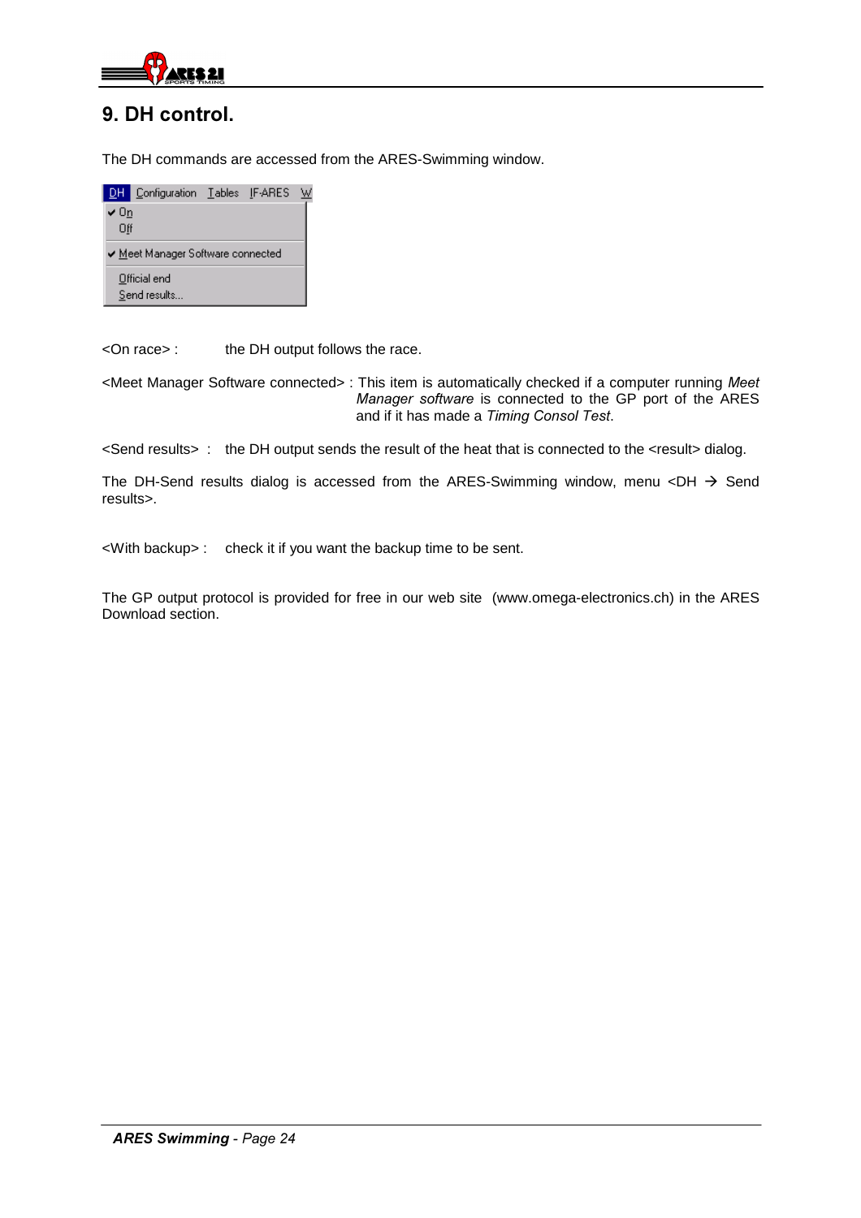# 9. DH control.

The DH commands are accessed from the ARES-Swimming window.

<On race> : the DH output follows the race.

<Meet Manager Software connected> : This item is automatically checked if a computer running *Meet Manager software* is connected to the GP port of the ARES and if it has made a *Timing Consol Test*.

<Send results> : the DH output sends the result of the heat that is connected to the <result> dialog.

The DH-Send results dialog is accessed from the ARES-Swimming window, menu <DH → Send results>.

<With backup> : check it if you want the backup time to be sent.

The GP output protocol is provided for free in our web site (www.omega-electronics.ch) in the ARES Download section.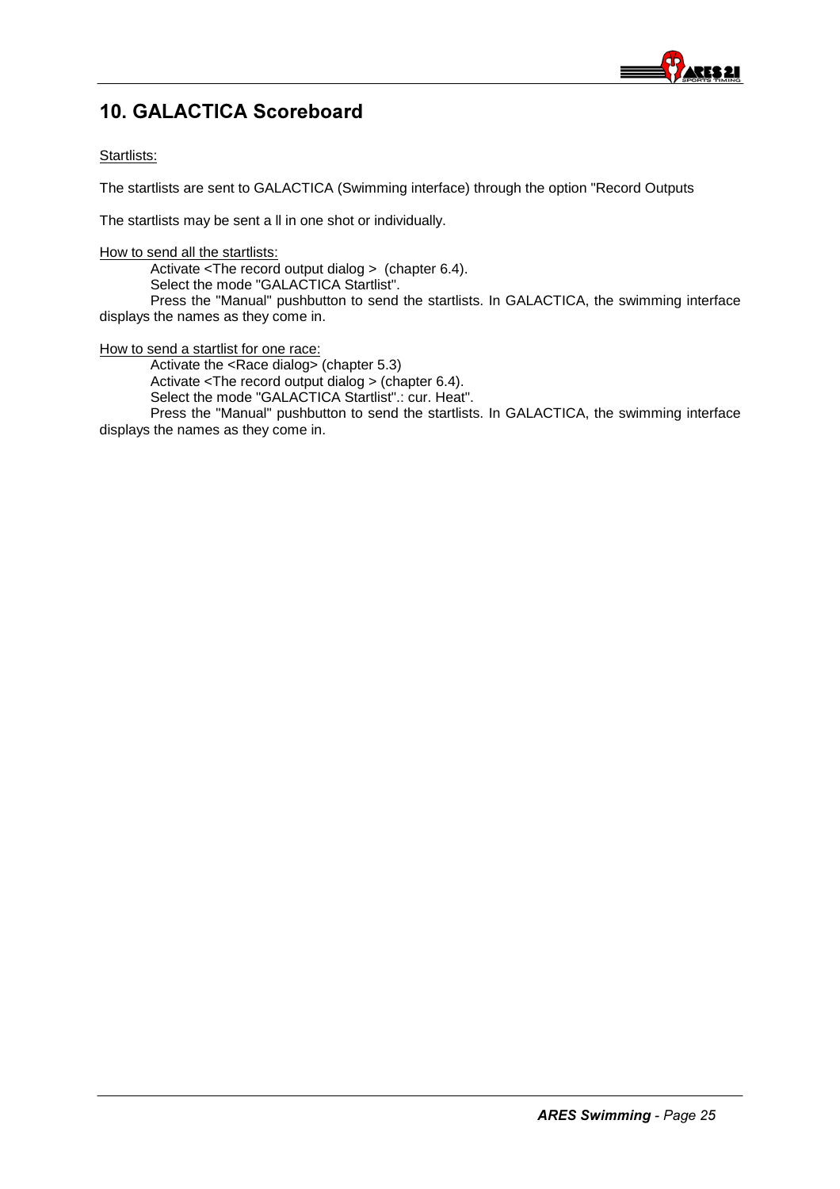# 10. GALACTICA Scoreboard

Startlists:

The startlists are sent to GALACTICA (Swimming interface) through the option "Record Outputs

The startlists may be sent a ll in one shot or individually.

How to send all the startlists:

Activate <The record output dialog > (chapter 6.4).

Select the mode "GALACTICA Startlist".

Press the "Manual" pushbutton to send the startlists. In GALACTICA, the swimming interface displays the names as they come in.

How to send a startlist for one race:

Activate the <Race dialog> (chapter 5.3)

Activate <The record output dialog > (chapter 6.4).

Select the mode "GALACTICA Startlist".: cur. Heat".

Press the "Manual" pushbutton to send the startlists. In GALACTICA, the swimming interface displays the names as they come in.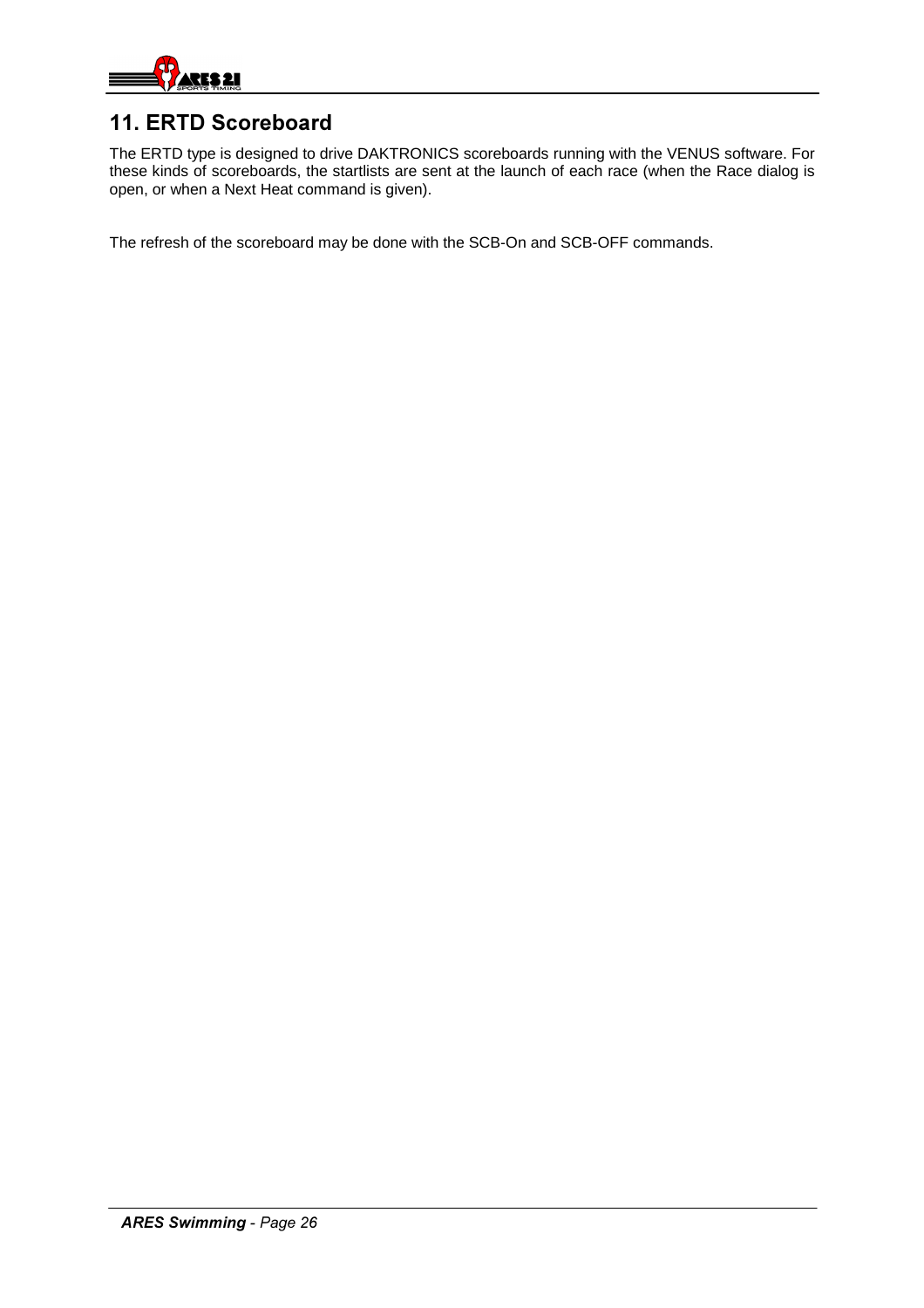# 11. ERTD Scoreboard

The ERTD type is designed to drive DAKTRONICS scoreboards running with the VENUS software. For these kinds of scoreboards, the startlists are sent at the launch of each race (when the Race dialog is open, or when a Next Heat command is given).

The refresh of the scoreboard may be done with the SCB-On and SCB-OFF commands.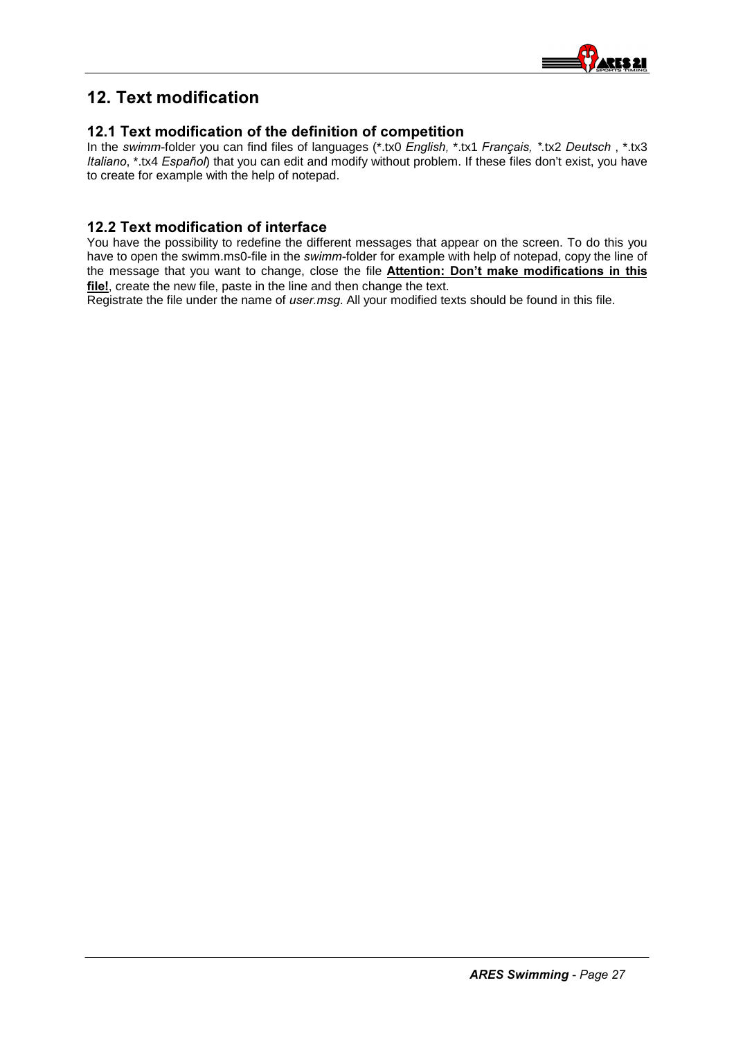# 12. Text modification

## 12.1 Text modification of the definition of competition

In the *swimm*-folder you can find files of languages (*.tx0 *English,* *.tx1 *Français,* *.tx2 *Deutsch* , *.tx3 *Italiano*, *.tx4 *Español*) that you can edit and modify without problem. If these files don't exist, you have to create for example with the help of notepad.

## 12.2 Text modification of interface

You have the possibility to redefine the different messages that appear on the screen. To do this you have to open the swimm.ms0-file in the *swimm*-folder for example with help of notepad, copy the line of the message that you want to change, close the file **Attention: Don't make modifications in this file!**, create the new file, paste in the line and then change the text.

Registrate the file under the name of *user.msg*. All your modified texts should be found in this file.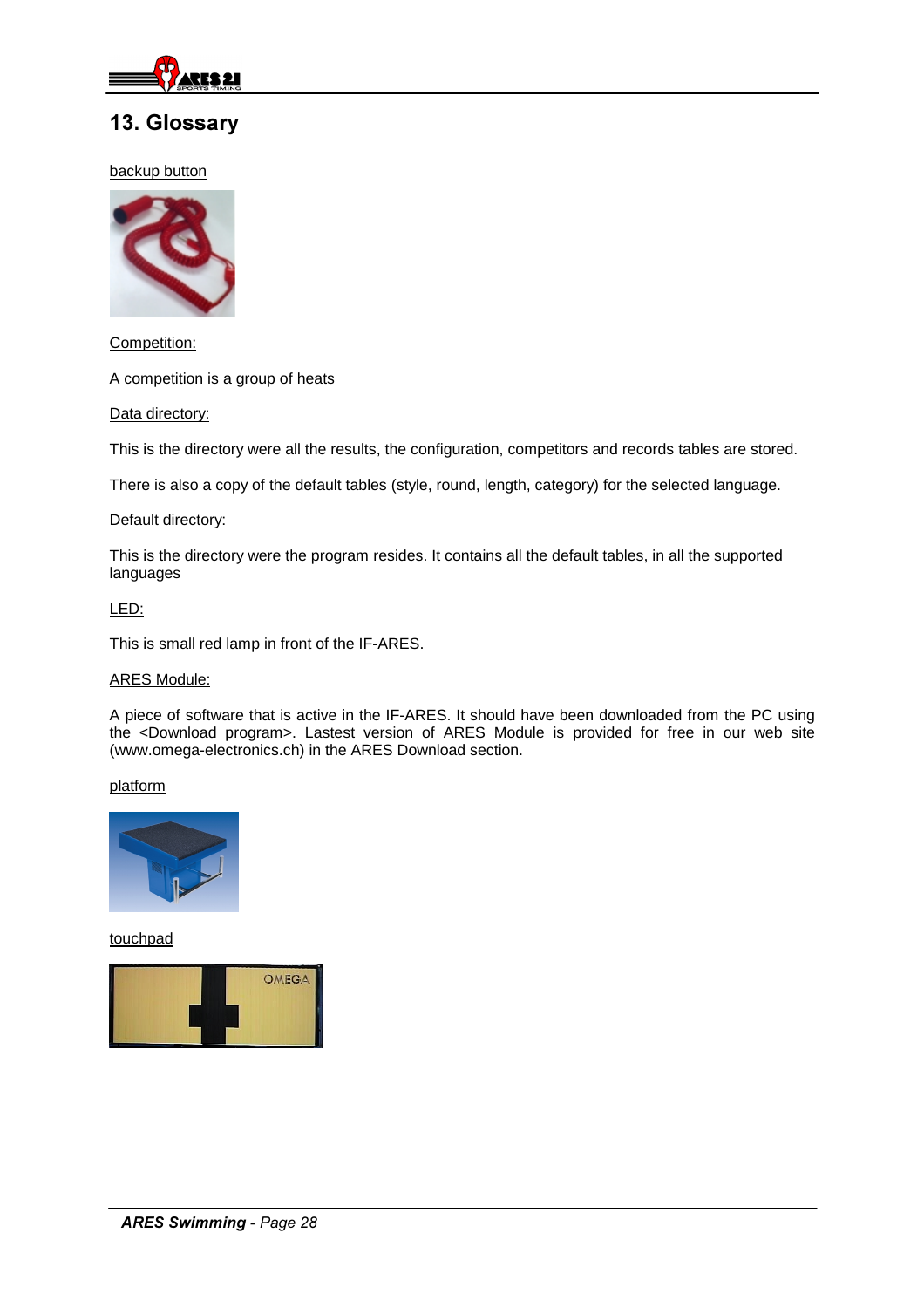# 13. Glossary

backup button

Competition:

A competition is a group of heats

Data directory:

This is the directory were all the results, the configuration, competitors and records tables are stored.

There is also a copy of the default tables (style, round, length, category) for the selected language.

Default directory:

This is the directory were the program resides. It contains all the default tables, in all the supported languages

LED:

This is small red lamp in front of the IF-ARES.

ARES Module:

A piece of software that is active in the IF-ARES. It should have been downloaded from the PC using the <Download program>. Lastest version of ARES Module is provided for free in our web site (www.omega-electronics.ch) in the ARES Download section.

platform

touchpad